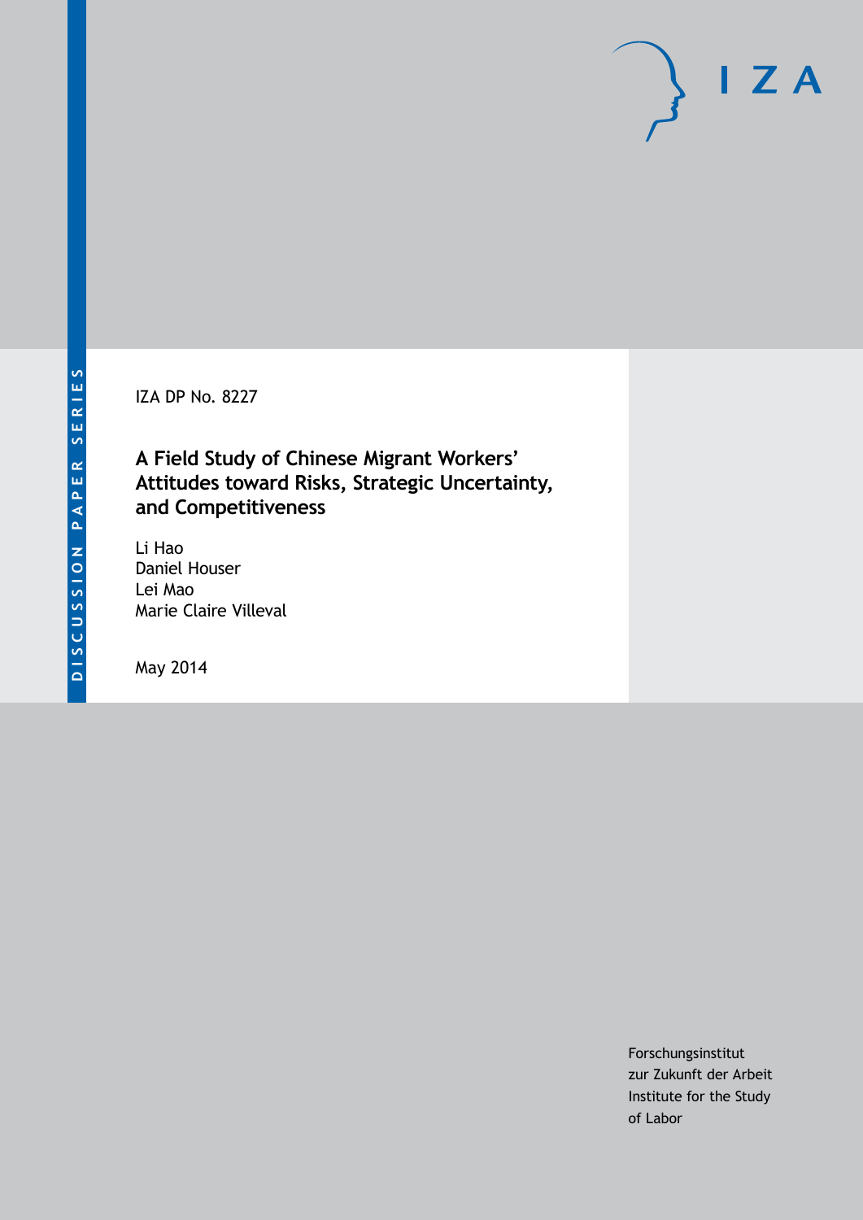DISCUSSION PAPER SERIES

IZA DP No. 8227

# A Field Study of Chinese Migrant Workers' Attitudes toward Risks, Strategic Uncertainty, and Competitiveness

Li Hao
Daniel Houser
Lei Mao
Marie Claire Villeval

May 2014

Forschungsinstitut
zur Zukunft der Arbeit
Institute for the Study
of Labor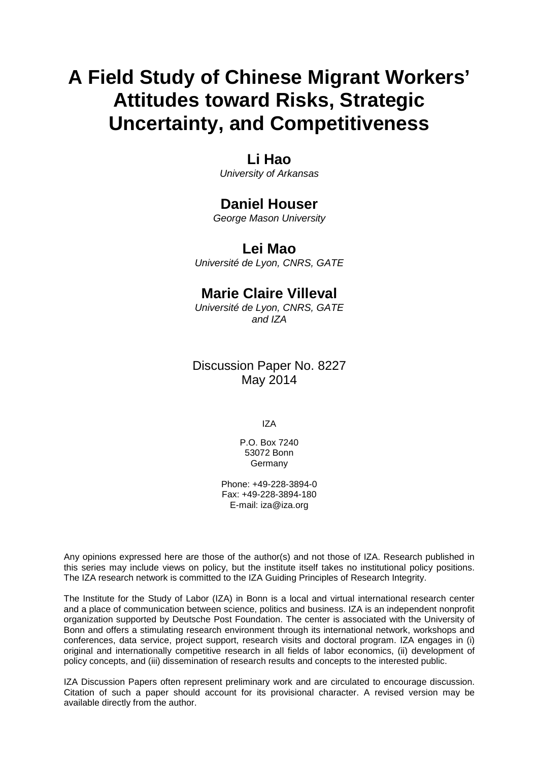# A Field Study of Chinese Migrant Workers' Attitudes toward Risks, Strategic Uncertainty, and Competitiveness

**Li Hao**
*University of Arkansas*

**Daniel Houser**
*George Mason University*

**Lei Mao**
*Université de Lyon, CNRS, GATE*

**Marie Claire Villeval**
*Université de Lyon, CNRS, GATE and IZA*

Discussion Paper No. 8227
May 2014

IZA

P.O. Box 7240
53072 Bonn
Germany

Phone: +49-228-3894-0
Fax: +49-228-3894-180
E-mail: iza@iza.org

Any opinions expressed here are those of the author(s) and not those of IZA. Research published in this series may include views on policy, but the institute itself takes no institutional policy positions. The IZA research network is committed to the IZA Guiding Principles of Research Integrity.

The Institute for the Study of Labor (IZA) in Bonn is a local and virtual international research center and a place of communication between science, politics and business. IZA is an independent nonprofit organization supported by Deutsche Post Foundation. The center is associated with the University of Bonn and offers a stimulating research environment through its international network, workshops and conferences, data service, project support, research visits and doctoral program. IZA engages in (i) original and internationally competitive research in all fields of labor economics, (ii) development of policy concepts, and (iii) dissemination of research results and concepts to the interested public.

IZA Discussion Papers often represent preliminary work and are circulated to encourage discussion. Citation of such a paper should account for its provisional character. A revised version may be available directly from the author.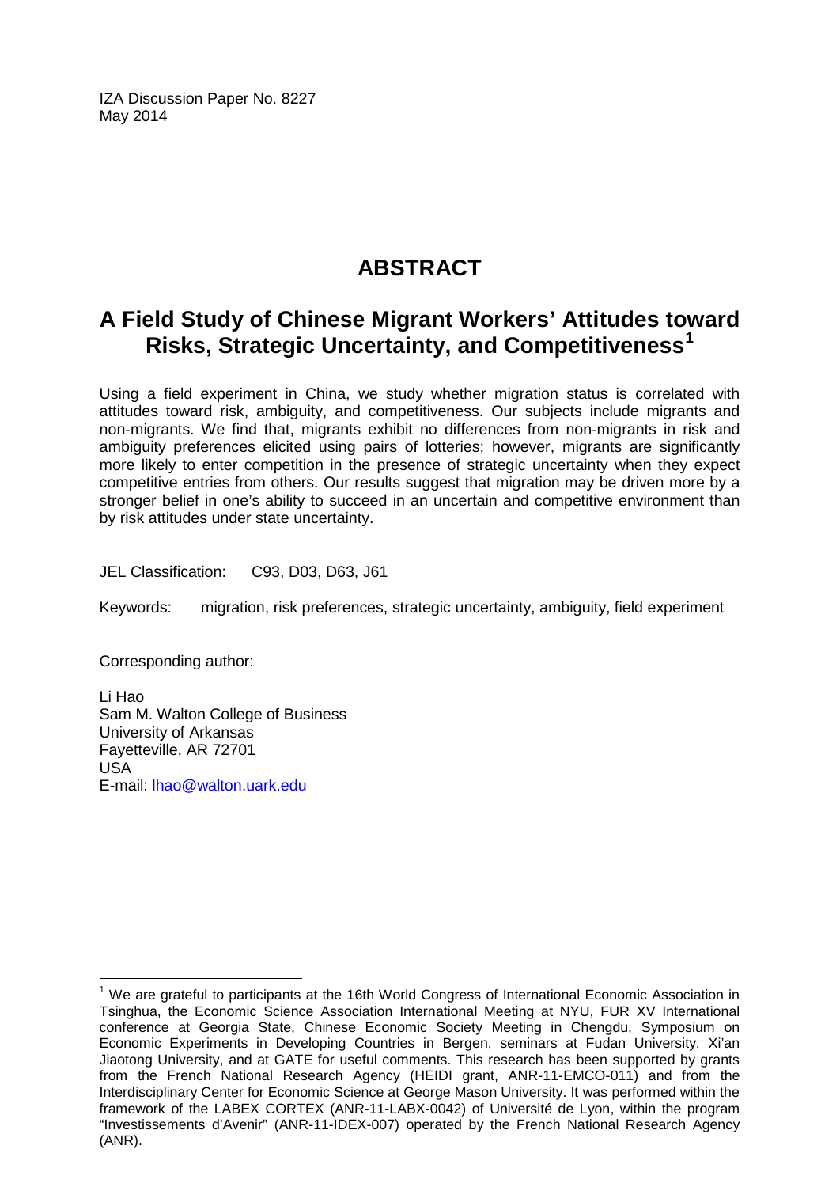IZA Discussion Paper No. 8227
May 2014

# ABSTRACT

## A Field Study of Chinese Migrant Workers' Attitudes toward Risks, Strategic Uncertainty, and Competitiveness[1]

Using a field experiment in China, we study whether migration status is correlated with attitudes toward risk, ambiguity, and competitiveness. Our subjects include migrants and non-migrants. We find that, migrants exhibit no differences from non-migrants in risk and ambiguity preferences elicited using pairs of lotteries; however, migrants are significantly more likely to enter competition in the presence of strategic uncertainty when they expect competitive entries from others. Our results suggest that migration may be driven more by a stronger belief in one's ability to succeed in an uncertain and competitive environment than by risk attitudes under state uncertainty.

JEL Classification: C93, D03, D63, J61

Keywords: migration, risk preferences, strategic uncertainty, ambiguity, field experiment

Corresponding author:

Li Hao
Sam M. Walton College of Business
University of Arkansas
Fayetteville, AR 72701
USA
E-mail: lhao@walton.uark.edu

[1] We are grateful to participants at the 16th World Congress of International Economic Association in Tsinghua, the Economic Science Association International Meeting at NYU, FUR XV International conference at Georgia State, Chinese Economic Society Meeting in Chengdu, Symposium on Economic Experiments in Developing Countries in Bergen, seminars at Fudan University, Xi'an Jiaotong University, and at GATE for useful comments. This research has been supported by grants from the French National Research Agency (HEIDI grant, ANR-11-EMCO-011) and from the Interdisciplinary Center for Economic Science at George Mason University. It was performed within the framework of the LABEX CORTEX (ANR-11-LABX-0042) of Université de Lyon, within the program "Investissements d'Avenir" (ANR-11-IDEX-007) operated by the French National Research Agency (ANR).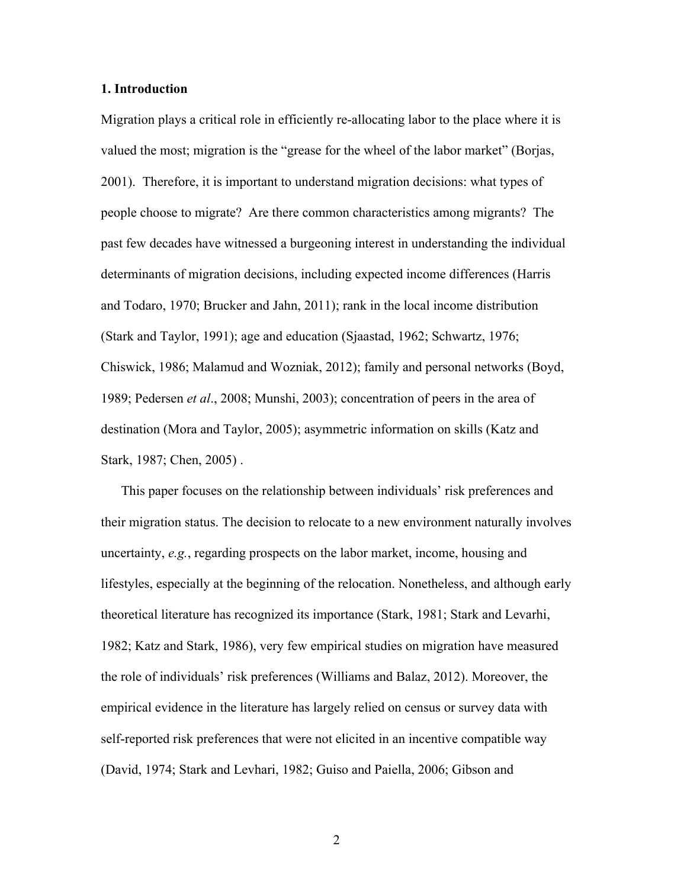## 1. Introduction

Migration plays a critical role in efficiently re-allocating labor to the place where it is valued the most; migration is the "grease for the wheel of the labor market" (Borjas, 2001). Therefore, it is important to understand migration decisions: what types of people choose to migrate? Are there common characteristics among migrants? The past few decades have witnessed a burgeoning interest in understanding the individual determinants of migration decisions, including expected income differences (Harris and Todaro, 1970; Brucker and Jahn, 2011); rank in the local income distribution (Stark and Taylor, 1991); age and education (Sjaastad, 1962; Schwartz, 1976; Chiswick, 1986; Malamud and Wozniak, 2012); family and personal networks (Boyd, 1989; Pedersen *et al*., 2008; Munshi, 2003); concentration of peers in the area of destination (Mora and Taylor, 2005); asymmetric information on skills (Katz and Stark, 1987; Chen, 2005) .

This paper focuses on the relationship between individuals' risk preferences and their migration status. The decision to relocate to a new environment naturally involves uncertainty, *e.g.*, regarding prospects on the labor market, income, housing and lifestyles, especially at the beginning of the relocation. Nonetheless, and although early theoretical literature has recognized its importance (Stark, 1981; Stark and Levarhi, 1982; Katz and Stark, 1986), very few empirical studies on migration have measured the role of individuals' risk preferences (Williams and Balaz, 2012). Moreover, the empirical evidence in the literature has largely relied on census or survey data with self-reported risk preferences that were not elicited in an incentive compatible way (David, 1974; Stark and Levhari, 1982; Guiso and Paiella, 2006; Gibson and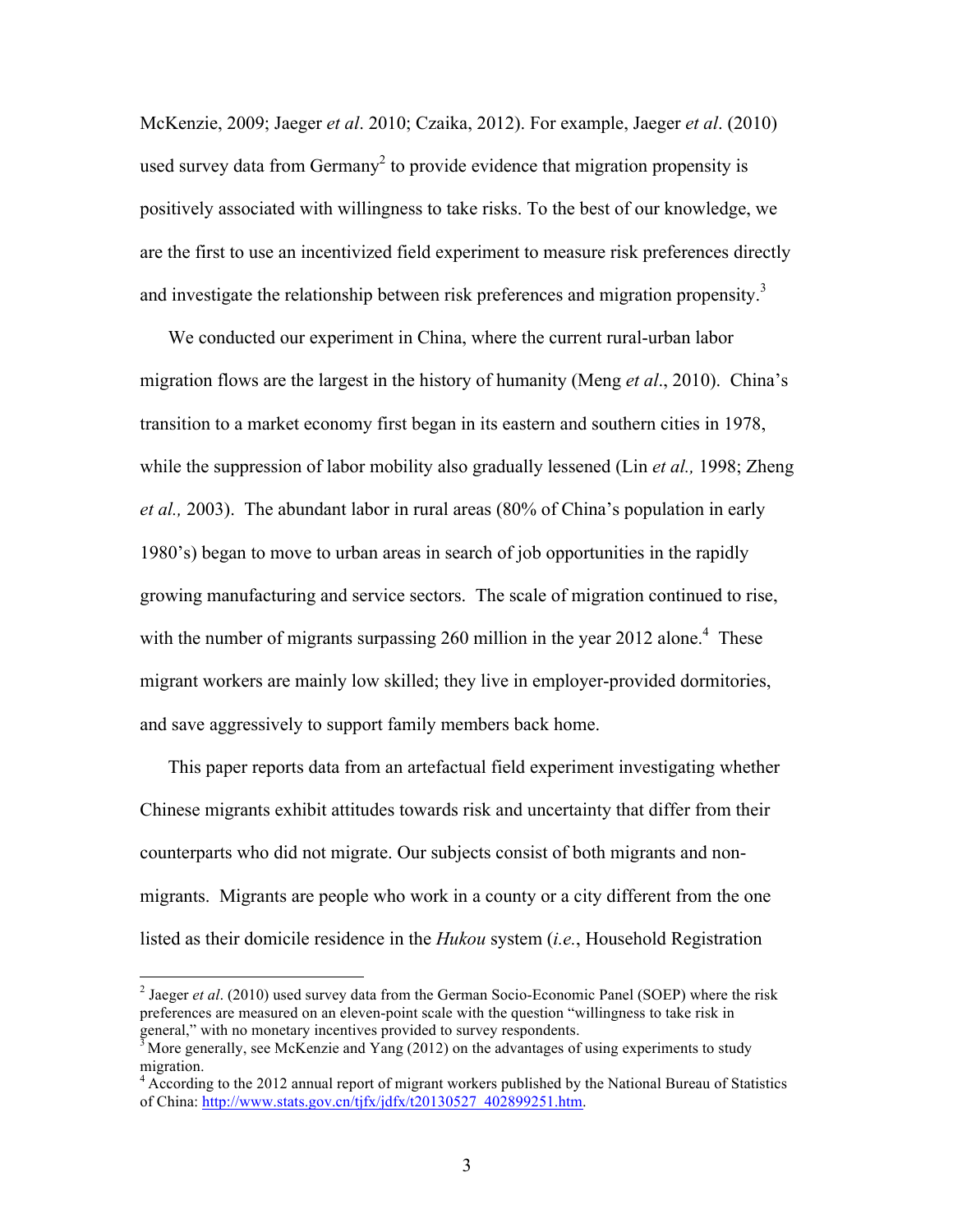McKenzie, 2009; Jaeger *et al*. 2010; Czaika, 2012). For example, Jaeger *et al*. (2010) used survey data from Germany[2] to provide evidence that migration propensity is positively associated with willingness to take risks. To the best of our knowledge, we are the first to use an incentivized field experiment to measure risk preferences directly and investigate the relationship between risk preferences and migration propensity.[3]

We conducted our experiment in China, where the current rural-urban labor migration flows are the largest in the history of humanity (Meng *et al*., 2010). China's transition to a market economy first began in its eastern and southern cities in 1978, while the suppression of labor mobility also gradually lessened (Lin *et al.,* 1998; Zheng *et al.,* 2003). The abundant labor in rural areas (80% of China's population in early 1980's) began to move to urban areas in search of job opportunities in the rapidly growing manufacturing and service sectors. The scale of migration continued to rise, with the number of migrants surpassing 260 million in the year 2012 alone.[4] These migrant workers are mainly low skilled; they live in employer-provided dormitories, and save aggressively to support family members back home.

This paper reports data from an artefactual field experiment investigating whether Chinese migrants exhibit attitudes towards risk and uncertainty that differ from their counterparts who did not migrate. Our subjects consist of both migrants and non-migrants. Migrants are people who work in a county or a city different from the one listed as their domicile residence in the *Hukou* system (*i.e.*, Household Registration

---

[2] Jaeger *et al*. (2010) used survey data from the German Socio-Economic Panel (SOEP) where the risk preferences are measured on an eleven-point scale with the question "willingness to take risk in general," with no monetary incentives provided to survey respondents.

[3] More generally, see McKenzie and Yang (2012) on the advantages of using experiments to study migration.

[4] According to the 2012 annual report of migrant workers published by the National Bureau of Statistics of China: http://www.stats.gov.cn/tjfx/jdfx/t20130527_402899251.htm.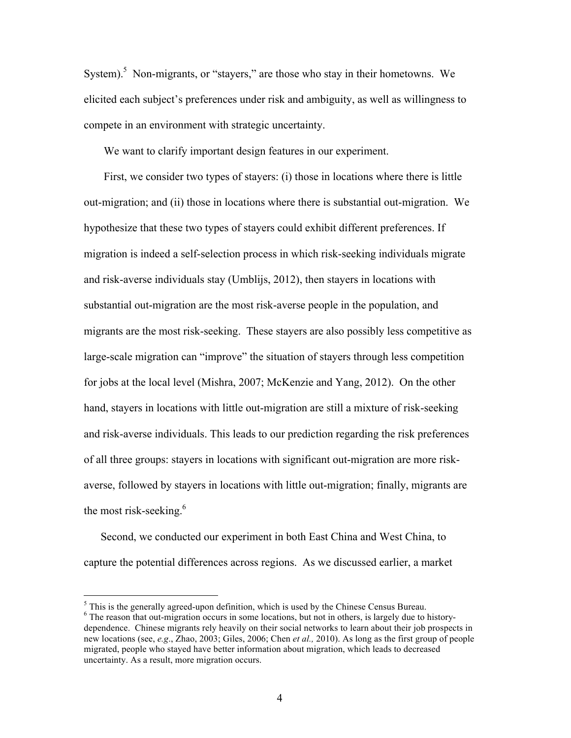System).[5] Non-migrants, or "stayers," are those who stay in their hometowns. We elicited each subject's preferences under risk and ambiguity, as well as willingness to compete in an environment with strategic uncertainty.

We want to clarify important design features in our experiment.

First, we consider two types of stayers: (i) those in locations where there is little out-migration; and (ii) those in locations where there is substantial out-migration. We hypothesize that these two types of stayers could exhibit different preferences. If migration is indeed a self-selection process in which risk-seeking individuals migrate and risk-averse individuals stay (Umblijs, 2012), then stayers in locations with substantial out-migration are the most risk-averse people in the population, and migrants are the most risk-seeking. These stayers are also possibly less competitive as large-scale migration can "improve" the situation of stayers through less competition for jobs at the local level (Mishra, 2007; McKenzie and Yang, 2012). On the other hand, stayers in locations with little out-migration are still a mixture of risk-seeking and risk-averse individuals. This leads to our prediction regarding the risk preferences of all three groups: stayers in locations with significant out-migration are more risk-averse, followed by stayers in locations with little out-migration; finally, migrants are the most risk-seeking.[6]

Second, we conducted our experiment in both East China and West China, to capture the potential differences across regions. As we discussed earlier, a market

---

[5] This is the generally agreed-upon definition, which is used by the Chinese Census Bureau.

[6] The reason that out-migration occurs in some locations, but not in others, is largely due to history-dependence. Chinese migrants rely heavily on their social networks to learn about their job prospects in new locations (see, *e.g*., Zhao, 2003; Giles, 2006; Chen *et al.,* 2010). As long as the first group of people migrated, people who stayed have better information about migration, which leads to decreased uncertainty. As a result, more migration occurs.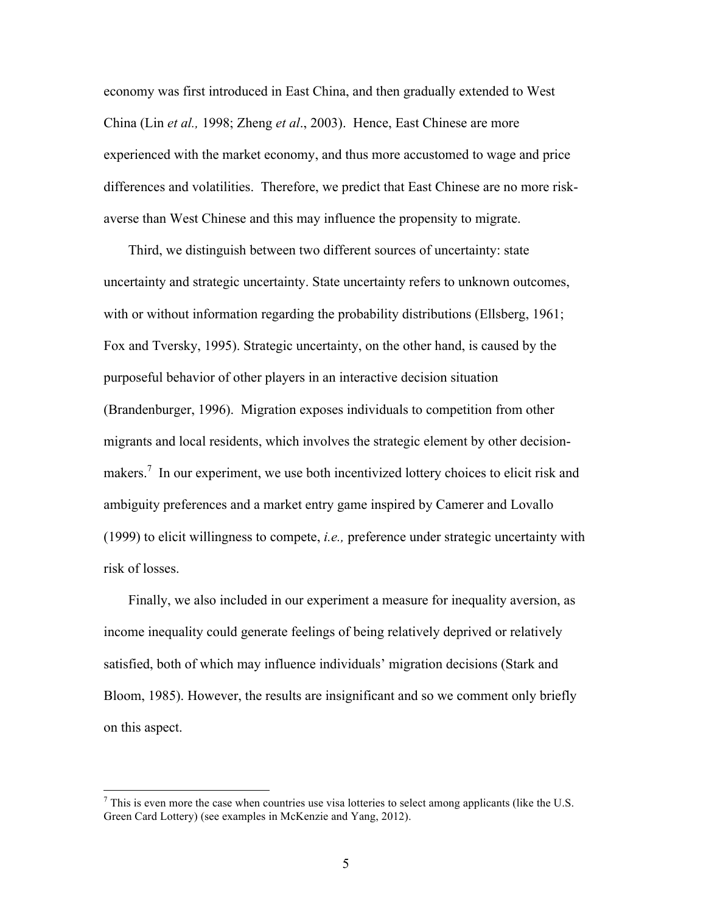economy was first introduced in East China, and then gradually extended to West China (Lin *et al.,* 1998; Zheng *et al*., 2003). Hence, East Chinese are more experienced with the market economy, and thus more accustomed to wage and price differences and volatilities. Therefore, we predict that East Chinese are no more risk-averse than West Chinese and this may influence the propensity to migrate.

Third, we distinguish between two different sources of uncertainty: state uncertainty and strategic uncertainty. State uncertainty refers to unknown outcomes, with or without information regarding the probability distributions (Ellsberg, 1961; Fox and Tversky, 1995). Strategic uncertainty, on the other hand, is caused by the purposeful behavior of other players in an interactive decision situation (Brandenburger, 1996). Migration exposes individuals to competition from other migrants and local residents, which involves the strategic element by other decision-makers.[7] In our experiment, we use both incentivized lottery choices to elicit risk and ambiguity preferences and a market entry game inspired by Camerer and Lovallo (1999) to elicit willingness to compete, *i.e.,* preference under strategic uncertainty with risk of losses.

Finally, we also included in our experiment a measure for inequality aversion, as income inequality could generate feelings of being relatively deprived or relatively satisfied, both of which may influence individuals' migration decisions (Stark and Bloom, 1985). However, the results are insignificant and so we comment only briefly on this aspect.

---

[7] This is even more the case when countries use visa lotteries to select among applicants (like the U.S. Green Card Lottery) (see examples in McKenzie and Yang, 2012).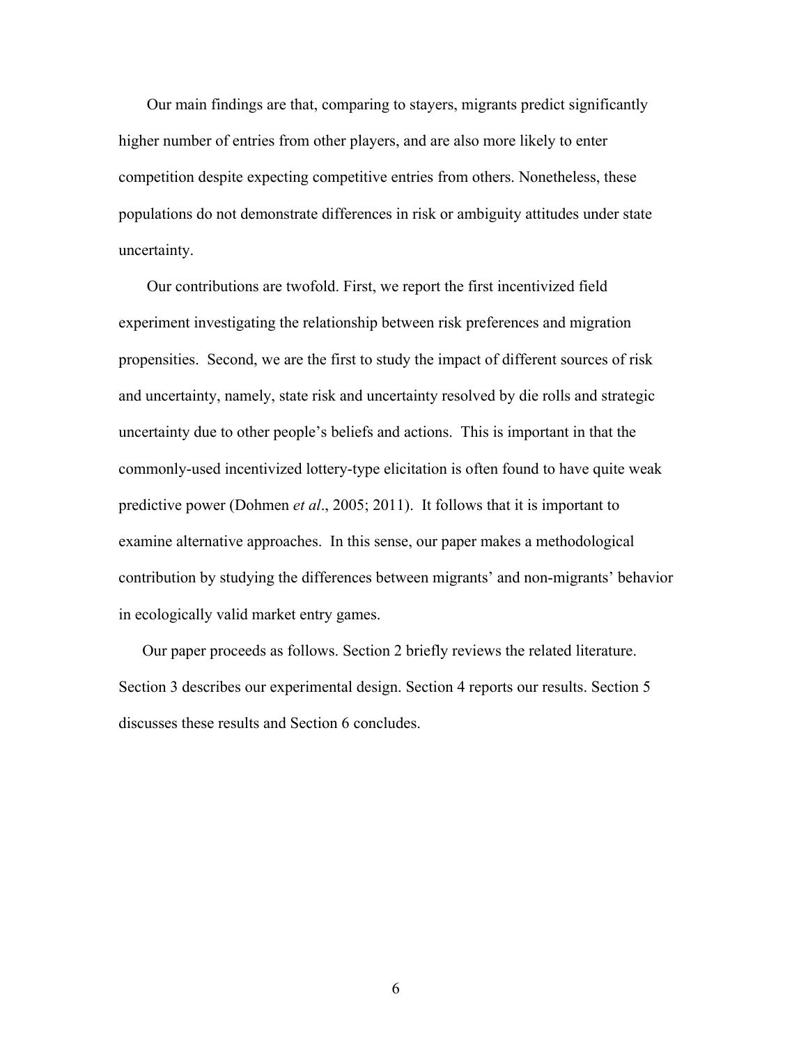Our main findings are that, comparing to stayers, migrants predict significantly higher number of entries from other players, and are also more likely to enter competition despite expecting competitive entries from others. Nonetheless, these populations do not demonstrate differences in risk or ambiguity attitudes under state uncertainty.

Our contributions are twofold. First, we report the first incentivized field experiment investigating the relationship between risk preferences and migration propensities. Second, we are the first to study the impact of different sources of risk and uncertainty, namely, state risk and uncertainty resolved by die rolls and strategic uncertainty due to other people's beliefs and actions. This is important in that the commonly-used incentivized lottery-type elicitation is often found to have quite weak predictive power (Dohmen *et al*., 2005; 2011). It follows that it is important to examine alternative approaches. In this sense, our paper makes a methodological contribution by studying the differences between migrants' and non-migrants' behavior in ecologically valid market entry games.

Our paper proceeds as follows. Section 2 briefly reviews the related literature. Section 3 describes our experimental design. Section 4 reports our results. Section 5 discusses these results and Section 6 concludes.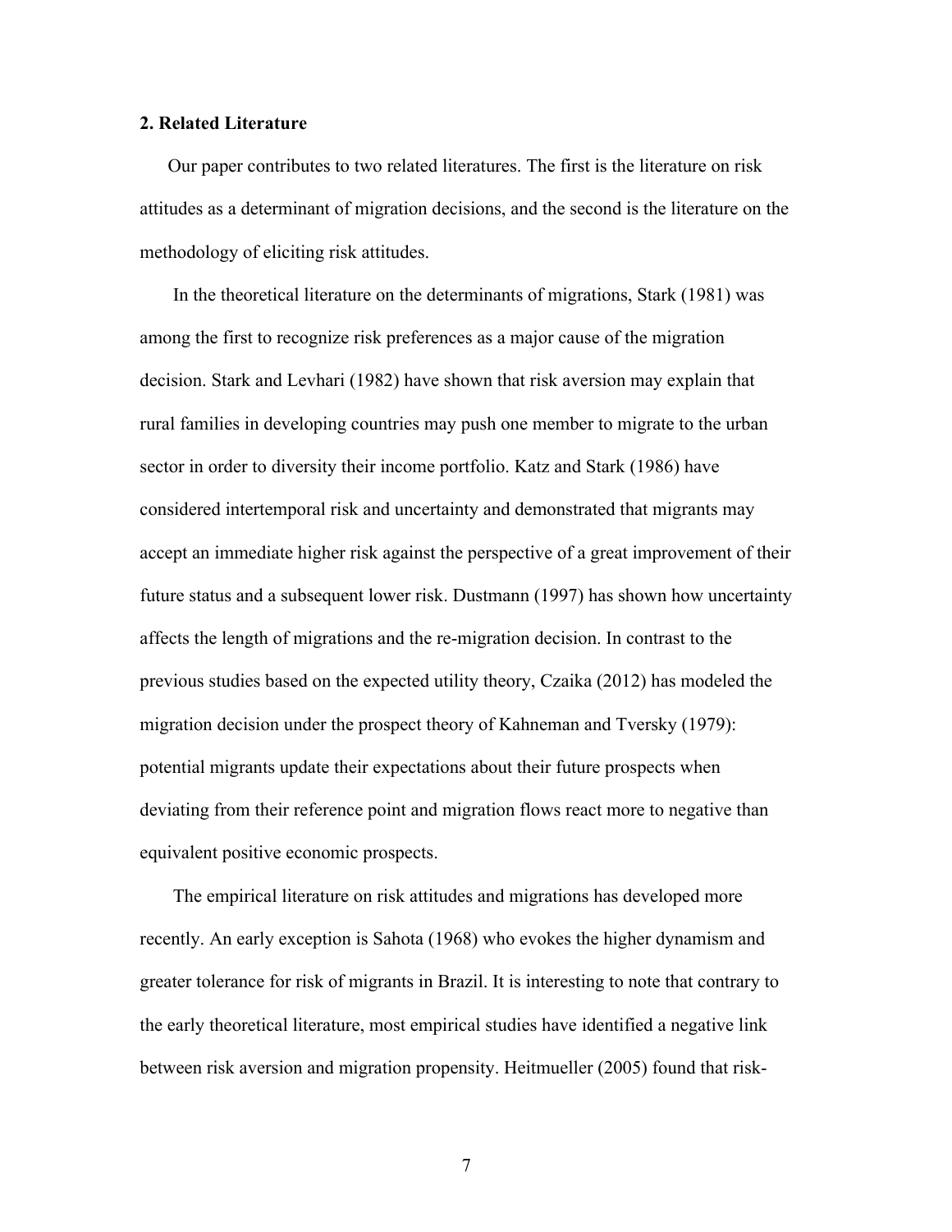## 2. Related Literature

Our paper contributes to two related literatures. The first is the literature on risk attitudes as a determinant of migration decisions, and the second is the literature on the methodology of eliciting risk attitudes.

In the theoretical literature on the determinants of migrations, Stark (1981) was among the first to recognize risk preferences as a major cause of the migration decision. Stark and Levhari (1982) have shown that risk aversion may explain that rural families in developing countries may push one member to migrate to the urban sector in order to diversity their income portfolio. Katz and Stark (1986) have considered intertemporal risk and uncertainty and demonstrated that migrants may accept an immediate higher risk against the perspective of a great improvement of their future status and a subsequent lower risk. Dustmann (1997) has shown how uncertainty affects the length of migrations and the re-migration decision. In contrast to the previous studies based on the expected utility theory, Czaika (2012) has modeled the migration decision under the prospect theory of Kahneman and Tversky (1979): potential migrants update their expectations about their future prospects when deviating from their reference point and migration flows react more to negative than equivalent positive economic prospects.

The empirical literature on risk attitudes and migrations has developed more recently. An early exception is Sahota (1968) who evokes the higher dynamism and greater tolerance for risk of migrants in Brazil. It is interesting to note that contrary to the early theoretical literature, most empirical studies have identified a negative link between risk aversion and migration propensity. Heitmueller (2005) found that risk-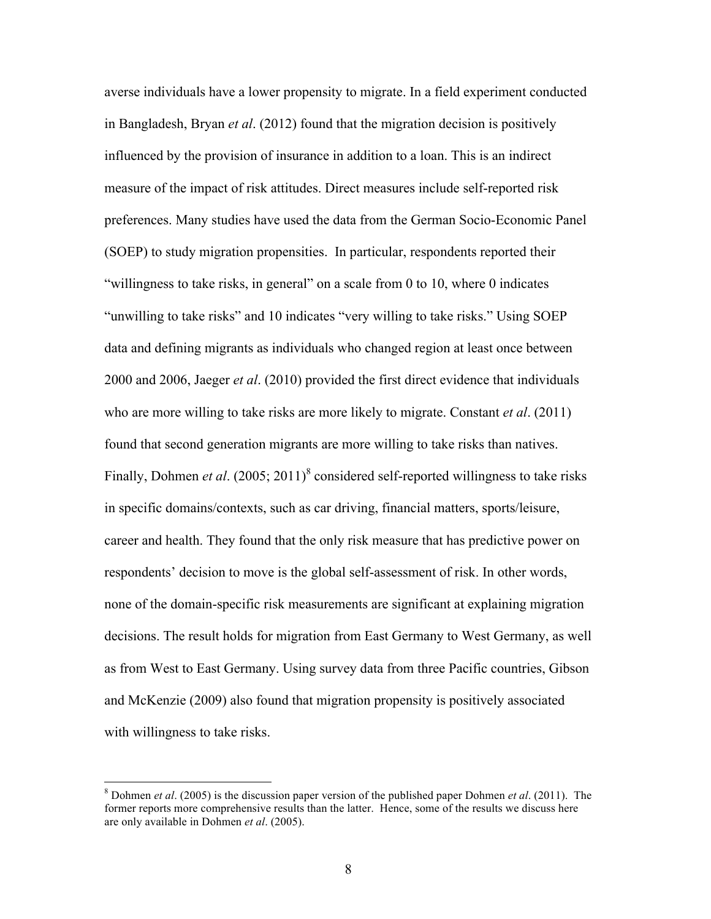averse individuals have a lower propensity to migrate. In a field experiment conducted in Bangladesh, Bryan *et al*. (2012) found that the migration decision is positively influenced by the provision of insurance in addition to a loan. This is an indirect measure of the impact of risk attitudes. Direct measures include self-reported risk preferences. Many studies have used the data from the German Socio-Economic Panel (SOEP) to study migration propensities. In particular, respondents reported their "willingness to take risks, in general" on a scale from 0 to 10, where 0 indicates "unwilling to take risks" and 10 indicates "very willing to take risks." Using SOEP data and defining migrants as individuals who changed region at least once between 2000 and 2006, Jaeger *et al*. (2010) provided the first direct evidence that individuals who are more willing to take risks are more likely to migrate. Constant *et al*. (2011) found that second generation migrants are more willing to take risks than natives. Finally, Dohmen *et al*. (2005; 2011)[8] considered self-reported willingness to take risks in specific domains/contexts, such as car driving, financial matters, sports/leisure, career and health. They found that the only risk measure that has predictive power on respondents' decision to move is the global self-assessment of risk. In other words, none of the domain-specific risk measurements are significant at explaining migration decisions. The result holds for migration from East Germany to West Germany, as well as from West to East Germany. Using survey data from three Pacific countries, Gibson and McKenzie (2009) also found that migration propensity is positively associated with willingness to take risks.

[8] Dohmen *et al*. (2005) is the discussion paper version of the published paper Dohmen *et al*. (2011). The former reports more comprehensive results than the latter. Hence, some of the results we discuss here are only available in Dohmen *et al*. (2005).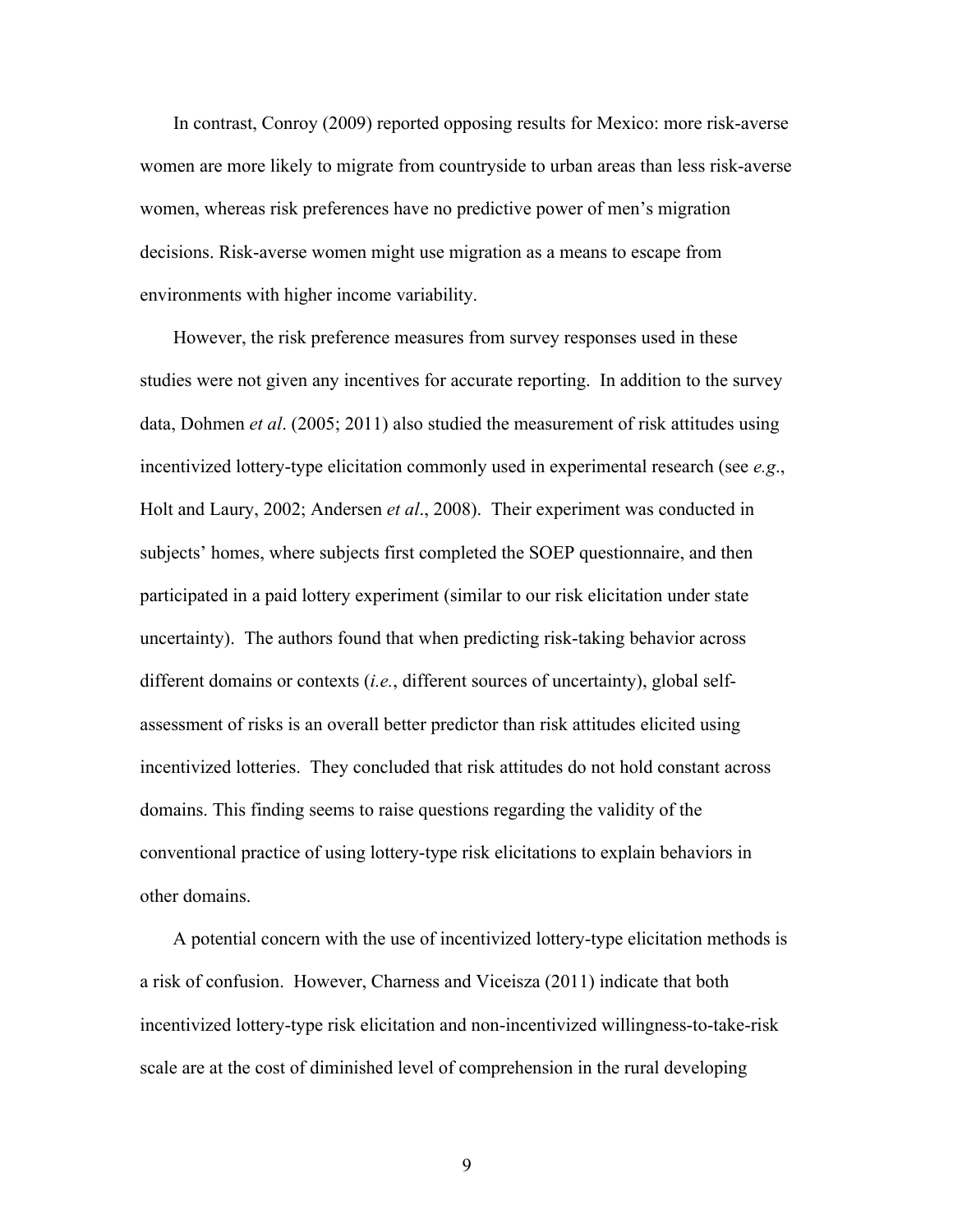In contrast, Conroy (2009) reported opposing results for Mexico: more risk-averse women are more likely to migrate from countryside to urban areas than less risk-averse women, whereas risk preferences have no predictive power of men's migration decisions. Risk-averse women might use migration as a means to escape from environments with higher income variability.

However, the risk preference measures from survey responses used in these studies were not given any incentives for accurate reporting. In addition to the survey data, Dohmen *et al*. (2005; 2011) also studied the measurement of risk attitudes using incentivized lottery-type elicitation commonly used in experimental research (see *e.g*., Holt and Laury, 2002; Andersen *et al*., 2008). Their experiment was conducted in subjects' homes, where subjects first completed the SOEP questionnaire, and then participated in a paid lottery experiment (similar to our risk elicitation under state uncertainty). The authors found that when predicting risk-taking behavior across different domains or contexts (*i.e.*, different sources of uncertainty), global self-assessment of risks is an overall better predictor than risk attitudes elicited using incentivized lotteries. They concluded that risk attitudes do not hold constant across domains. This finding seems to raise questions regarding the validity of the conventional practice of using lottery-type risk elicitations to explain behaviors in other domains.

A potential concern with the use of incentivized lottery-type elicitation methods is a risk of confusion. However, Charness and Viceisza (2011) indicate that both incentivized lottery-type risk elicitation and non-incentivized willingness-to-take-risk scale are at the cost of diminished level of comprehension in the rural developing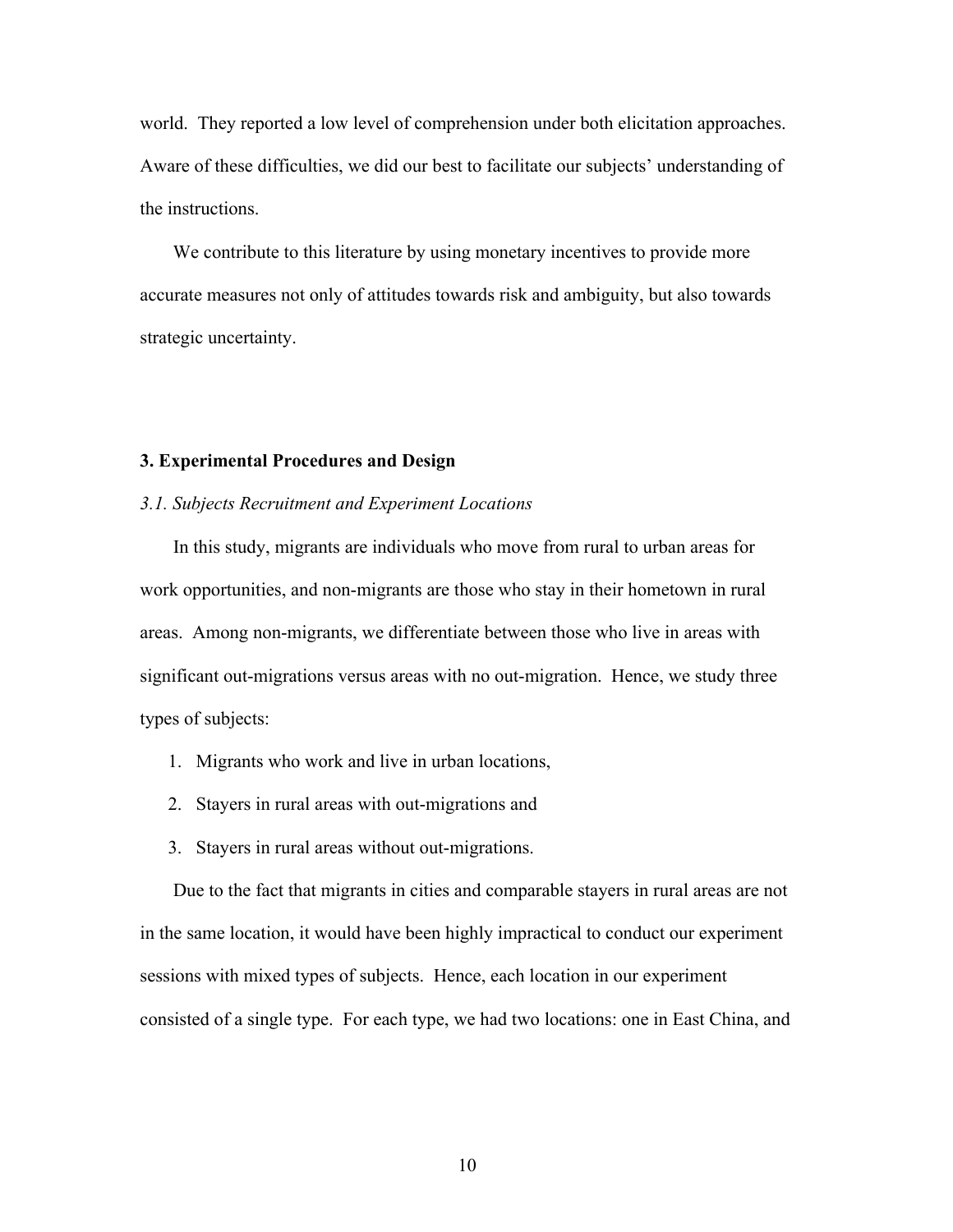world. They reported a low level of comprehension under both elicitation approaches. Aware of these difficulties, we did our best to facilitate our subjects' understanding of the instructions.

We contribute to this literature by using monetary incentives to provide more accurate measures not only of attitudes towards risk and ambiguity, but also towards strategic uncertainty.

## 3. Experimental Procedures and Design

### *3.1. Subjects Recruitment and Experiment Locations*

In this study, migrants are individuals who move from rural to urban areas for work opportunities, and non-migrants are those who stay in their hometown in rural areas. Among non-migrants, we differentiate between those who live in areas with significant out-migrations versus areas with no out-migration. Hence, we study three types of subjects:

1. Migrants who work and live in urban locations,
2. Stayers in rural areas with out-migrations and
3. Stayers in rural areas without out-migrations.

Due to the fact that migrants in cities and comparable stayers in rural areas are not in the same location, it would have been highly impractical to conduct our experiment sessions with mixed types of subjects. Hence, each location in our experiment consisted of a single type. For each type, we had two locations: one in East China, and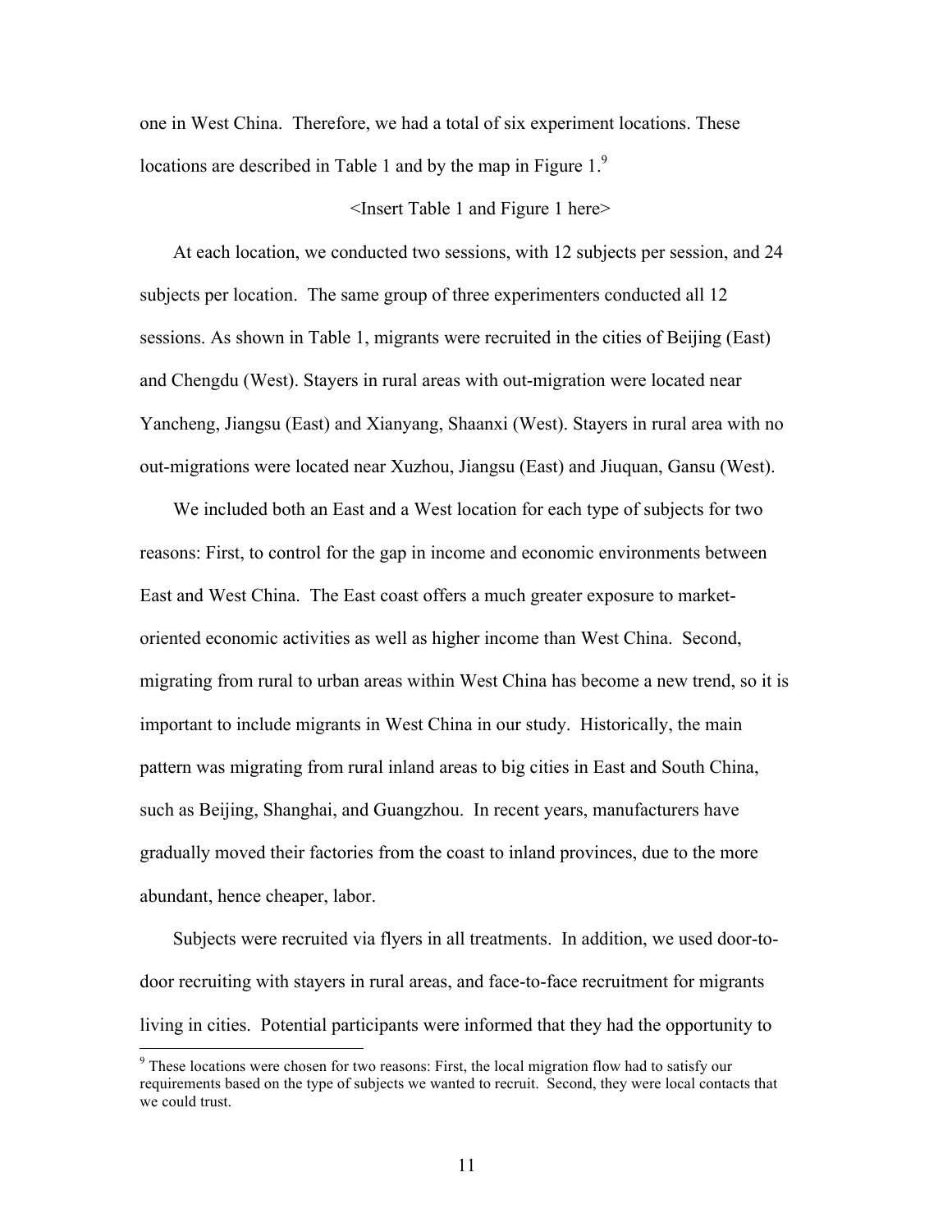one in West China. Therefore, we had a total of six experiment locations. These locations are described in Table 1 and by the map in Figure 1.[9]

<Insert Table 1 and Figure 1 here>

At each location, we conducted two sessions, with 12 subjects per session, and 24 subjects per location. The same group of three experimenters conducted all 12 sessions. As shown in Table 1, migrants were recruited in the cities of Beijing (East) and Chengdu (West). Stayers in rural areas with out-migration were located near Yancheng, Jiangsu (East) and Xianyang, Shaanxi (West). Stayers in rural area with no out-migrations were located near Xuzhou, Jiangsu (East) and Jiuquan, Gansu (West).

We included both an East and a West location for each type of subjects for two reasons: First, to control for the gap in income and economic environments between East and West China. The East coast offers a much greater exposure to market-oriented economic activities as well as higher income than West China. Second, migrating from rural to urban areas within West China has become a new trend, so it is important to include migrants in West China in our study. Historically, the main pattern was migrating from rural inland areas to big cities in East and South China, such as Beijing, Shanghai, and Guangzhou. In recent years, manufacturers have gradually moved their factories from the coast to inland provinces, due to the more abundant, hence cheaper, labor.

Subjects were recruited via flyers in all treatments. In addition, we used door-to-door recruiting with stayers in rural areas, and face-to-face recruitment for migrants living in cities. Potential participants were informed that they had the opportunity to

[9] These locations were chosen for two reasons: First, the local migration flow had to satisfy our requirements based on the type of subjects we wanted to recruit. Second, they were local contacts that we could trust.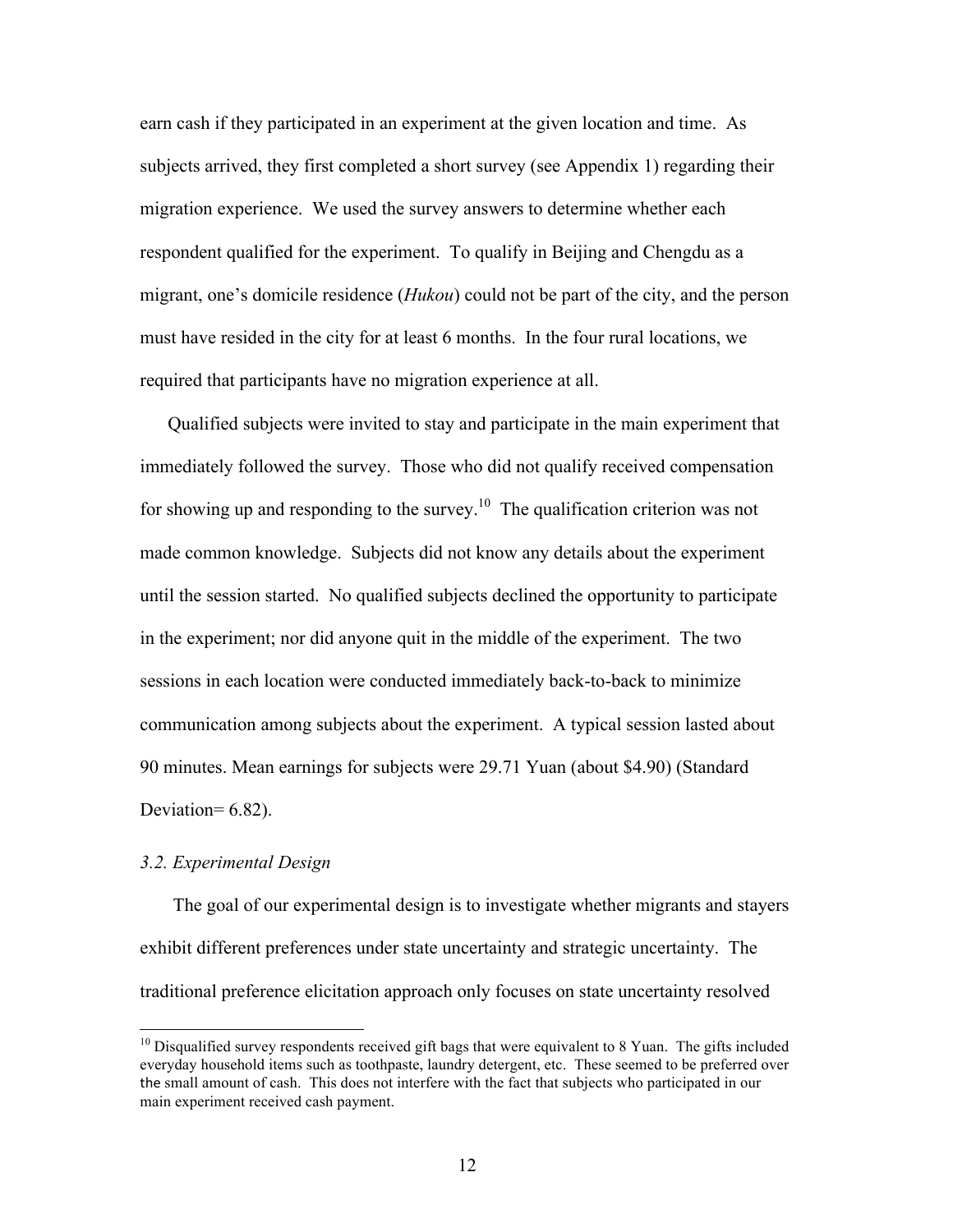earn cash if they participated in an experiment at the given location and time. As subjects arrived, they first completed a short survey (see Appendix 1) regarding their migration experience. We used the survey answers to determine whether each respondent qualified for the experiment. To qualify in Beijing and Chengdu as a migrant, one's domicile residence (*Hukou*) could not be part of the city, and the person must have resided in the city for at least 6 months. In the four rural locations, we required that participants have no migration experience at all.

Qualified subjects were invited to stay and participate in the main experiment that immediately followed the survey. Those who did not qualify received compensation for showing up and responding to the survey.[10] The qualification criterion was not made common knowledge. Subjects did not know any details about the experiment until the session started. No qualified subjects declined the opportunity to participate in the experiment; nor did anyone quit in the middle of the experiment. The two sessions in each location were conducted immediately back-to-back to minimize communication among subjects about the experiment. A typical session lasted about 90 minutes. Mean earnings for subjects were 29.71 Yuan (about \$4.90) (Standard Deviation= 6.82).

### *3.2. Experimental Design*

The goal of our experimental design is to investigate whether migrants and stayers exhibit different preferences under state uncertainty and strategic uncertainty. The traditional preference elicitation approach only focuses on state uncertainty resolved

---

[10] Disqualified survey respondents received gift bags that were equivalent to 8 Yuan. The gifts included everyday household items such as toothpaste, laundry detergent, etc. These seemed to be preferred over the small amount of cash. This does not interfere with the fact that subjects who participated in our main experiment received cash payment.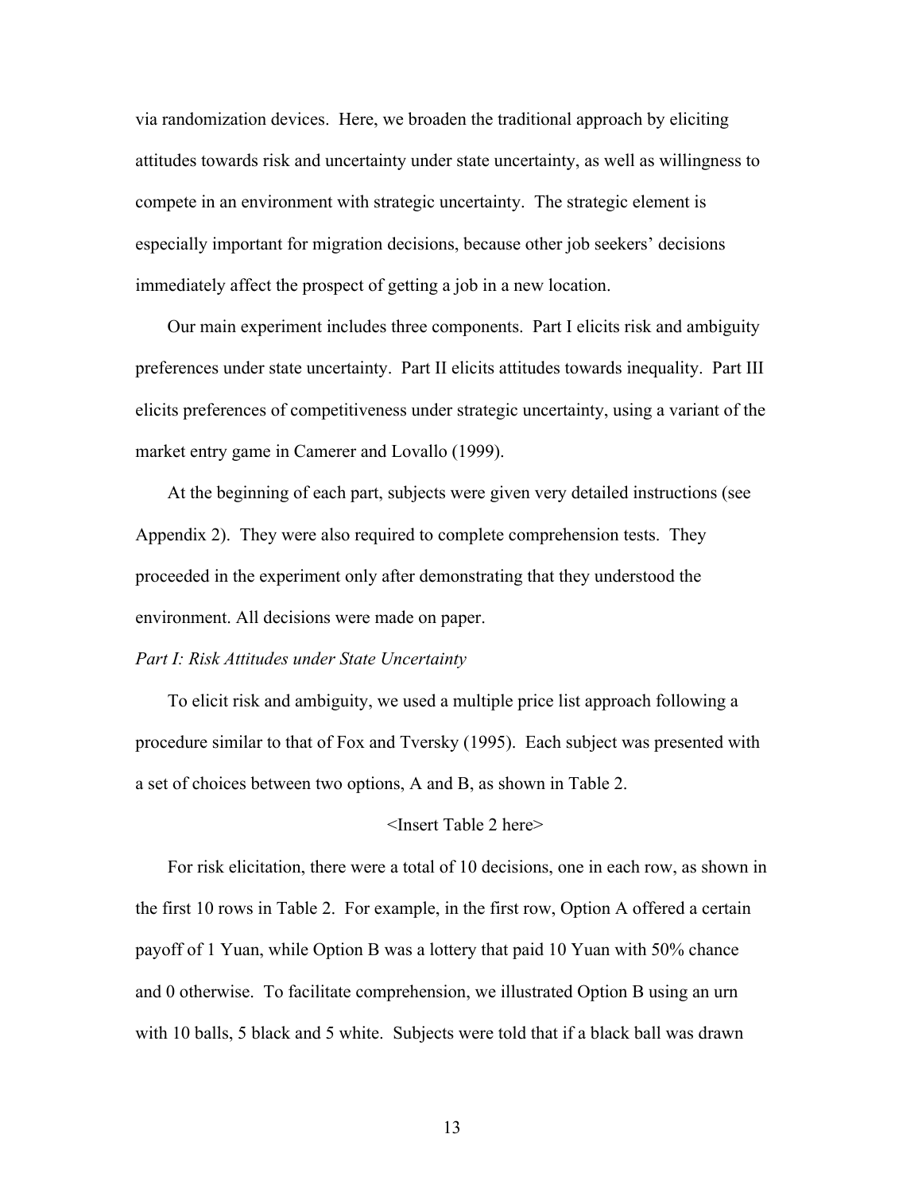via randomization devices. Here, we broaden the traditional approach by eliciting attitudes towards risk and uncertainty under state uncertainty, as well as willingness to compete in an environment with strategic uncertainty. The strategic element is especially important for migration decisions, because other job seekers' decisions immediately affect the prospect of getting a job in a new location.

Our main experiment includes three components. Part I elicits risk and ambiguity preferences under state uncertainty. Part II elicits attitudes towards inequality. Part III elicits preferences of competitiveness under strategic uncertainty, using a variant of the market entry game in Camerer and Lovallo (1999).

At the beginning of each part, subjects were given very detailed instructions (see Appendix 2). They were also required to complete comprehension tests. They proceeded in the experiment only after demonstrating that they understood the environment. All decisions were made on paper.

*Part I: Risk Attitudes under State Uncertainty*

To elicit risk and ambiguity, we used a multiple price list approach following a procedure similar to that of Fox and Tversky (1995). Each subject was presented with a set of choices between two options, A and B, as shown in Table 2.

<Insert Table 2 here>

For risk elicitation, there were a total of 10 decisions, one in each row, as shown in the first 10 rows in Table 2. For example, in the first row, Option A offered a certain payoff of 1 Yuan, while Option B was a lottery that paid 10 Yuan with 50% chance and 0 otherwise. To facilitate comprehension, we illustrated Option B using an urn with 10 balls, 5 black and 5 white. Subjects were told that if a black ball was drawn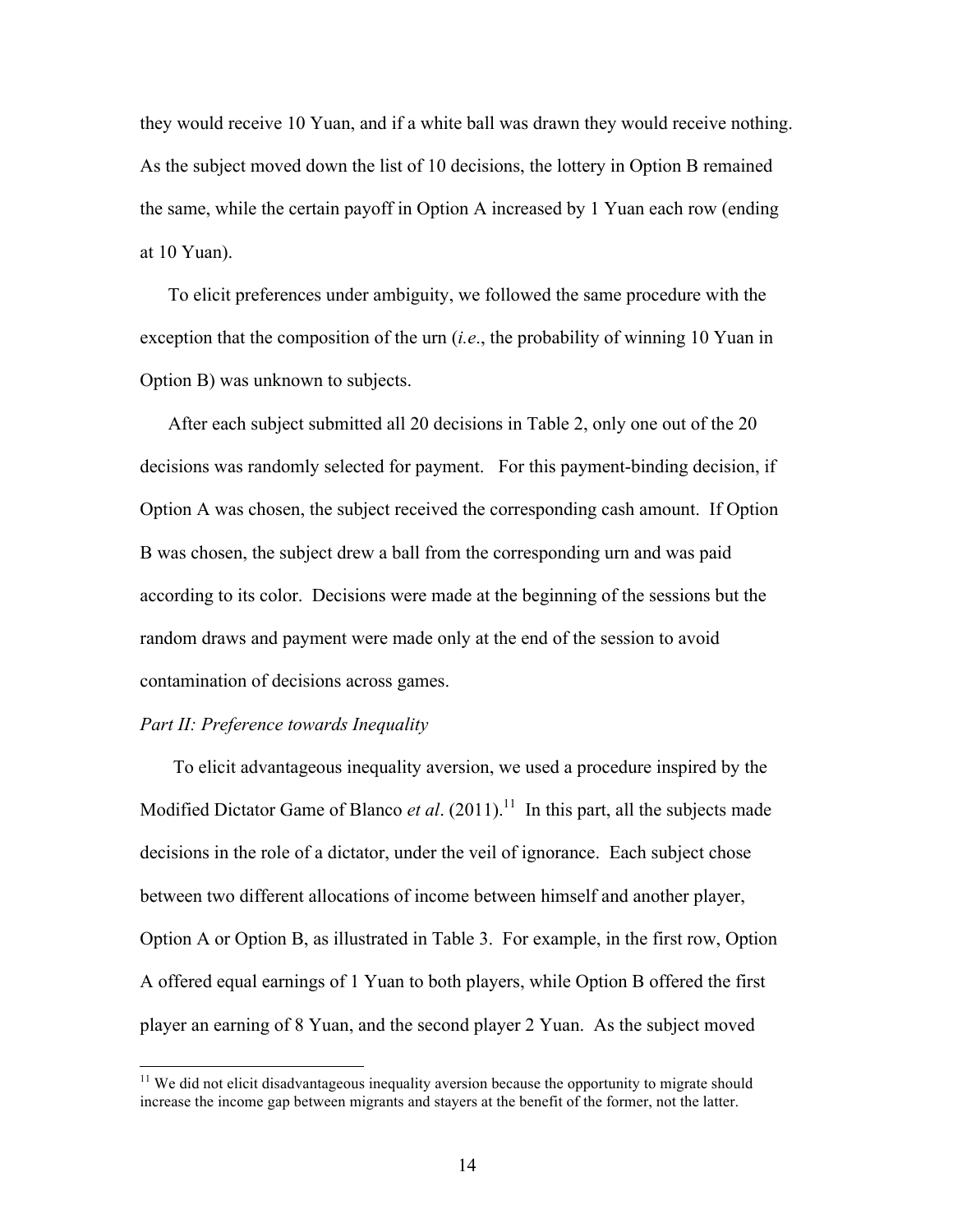they would receive 10 Yuan, and if a white ball was drawn they would receive nothing. As the subject moved down the list of 10 decisions, the lottery in Option B remained the same, while the certain payoff in Option A increased by 1 Yuan each row (ending at 10 Yuan).

To elicit preferences under ambiguity, we followed the same procedure with the exception that the composition of the urn (*i.e*., the probability of winning 10 Yuan in Option B) was unknown to subjects.

After each subject submitted all 20 decisions in Table 2, only one out of the 20 decisions was randomly selected for payment. For this payment-binding decision, if Option A was chosen, the subject received the corresponding cash amount. If Option B was chosen, the subject drew a ball from the corresponding urn and was paid according to its color. Decisions were made at the beginning of the sessions but the random draws and payment were made only at the end of the session to avoid contamination of decisions across games.

*Part II: Preference towards Inequality*

To elicit advantageous inequality aversion, we used a procedure inspired by the Modified Dictator Game of Blanco *et al*. (2011).[11] In this part, all the subjects made decisions in the role of a dictator, under the veil of ignorance. Each subject chose between two different allocations of income between himself and another player, Option A or Option B, as illustrated in Table 3. For example, in the first row, Option A offered equal earnings of 1 Yuan to both players, while Option B offered the first player an earning of 8 Yuan, and the second player 2 Yuan. As the subject moved

[11] We did not elicit disadvantageous inequality aversion because the opportunity to migrate should increase the income gap between migrants and stayers at the benefit of the former, not the latter.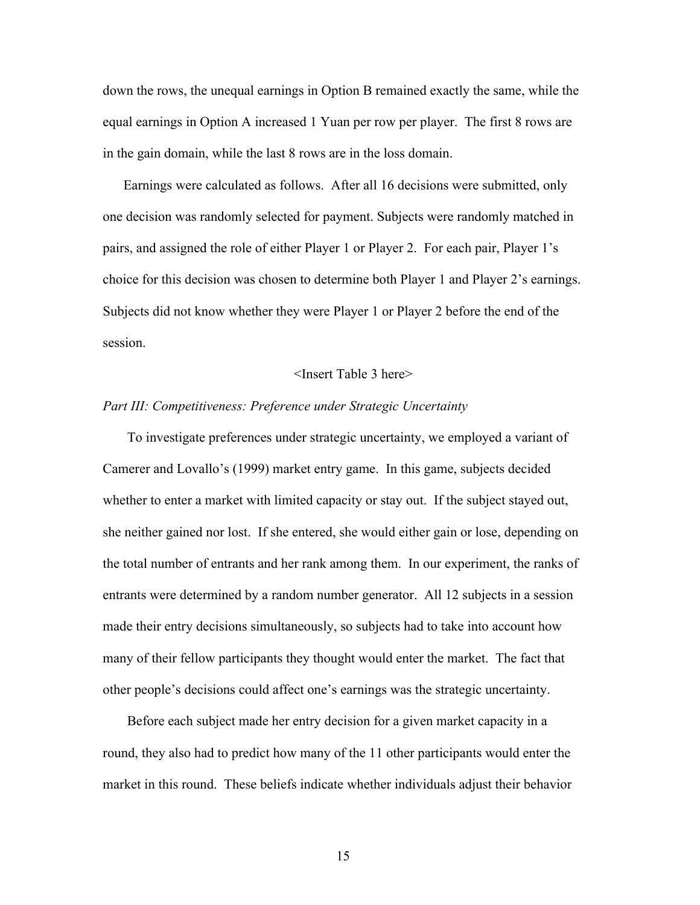down the rows, the unequal earnings in Option B remained exactly the same, while the equal earnings in Option A increased 1 Yuan per row per player. The first 8 rows are in the gain domain, while the last 8 rows are in the loss domain.

Earnings were calculated as follows. After all 16 decisions were submitted, only one decision was randomly selected for payment. Subjects were randomly matched in pairs, and assigned the role of either Player 1 or Player 2. For each pair, Player 1's choice for this decision was chosen to determine both Player 1 and Player 2's earnings. Subjects did not know whether they were Player 1 or Player 2 before the end of the session.

<Insert Table 3 here>

*Part III: Competitiveness: Preference under Strategic Uncertainty*

To investigate preferences under strategic uncertainty, we employed a variant of Camerer and Lovallo's (1999) market entry game. In this game, subjects decided whether to enter a market with limited capacity or stay out. If the subject stayed out, she neither gained nor lost. If she entered, she would either gain or lose, depending on the total number of entrants and her rank among them. In our experiment, the ranks of entrants were determined by a random number generator. All 12 subjects in a session made their entry decisions simultaneously, so subjects had to take into account how many of their fellow participants they thought would enter the market. The fact that other people's decisions could affect one's earnings was the strategic uncertainty.

Before each subject made her entry decision for a given market capacity in a round, they also had to predict how many of the 11 other participants would enter the market in this round. These beliefs indicate whether individuals adjust their behavior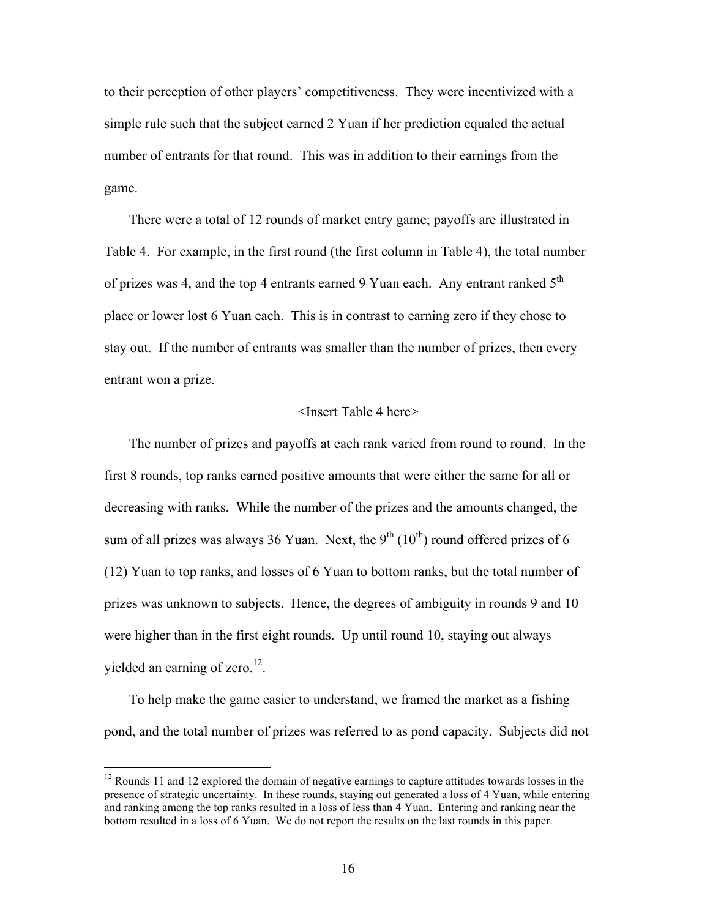to their perception of other players' competitiveness. They were incentivized with a simple rule such that the subject earned 2 Yuan if her prediction equaled the actual number of entrants for that round. This was in addition to their earnings from the game.

There were a total of 12 rounds of market entry game; payoffs are illustrated in Table 4. For example, in the first round (the first column in Table 4), the total number of prizes was 4, and the top 4 entrants earned 9 Yuan each. Any entrant ranked 5th place or lower lost 6 Yuan each. This is in contrast to earning zero if they chose to stay out. If the number of entrants was smaller than the number of prizes, then every entrant won a prize.

<Insert Table 4 here>

The number of prizes and payoffs at each rank varied from round to round. In the first 8 rounds, top ranks earned positive amounts that were either the same for all or decreasing with ranks. While the number of the prizes and the amounts changed, the sum of all prizes was always 36 Yuan. Next, the 9th (10th) round offered prizes of 6 (12) Yuan to top ranks, and losses of 6 Yuan to bottom ranks, but the total number of prizes was unknown to subjects. Hence, the degrees of ambiguity in rounds 9 and 10 were higher than in the first eight rounds. Up until round 10, staying out always yielded an earning of zero.[12].

To help make the game easier to understand, we framed the market as a fishing pond, and the total number of prizes was referred to as pond capacity. Subjects did not

[12] Rounds 11 and 12 explored the domain of negative earnings to capture attitudes towards losses in the presence of strategic uncertainty. In these rounds, staying out generated a loss of 4 Yuan, while entering and ranking among the top ranks resulted in a loss of less than 4 Yuan. Entering and ranking near the bottom resulted in a loss of 6 Yuan. We do not report the results on the last rounds in this paper.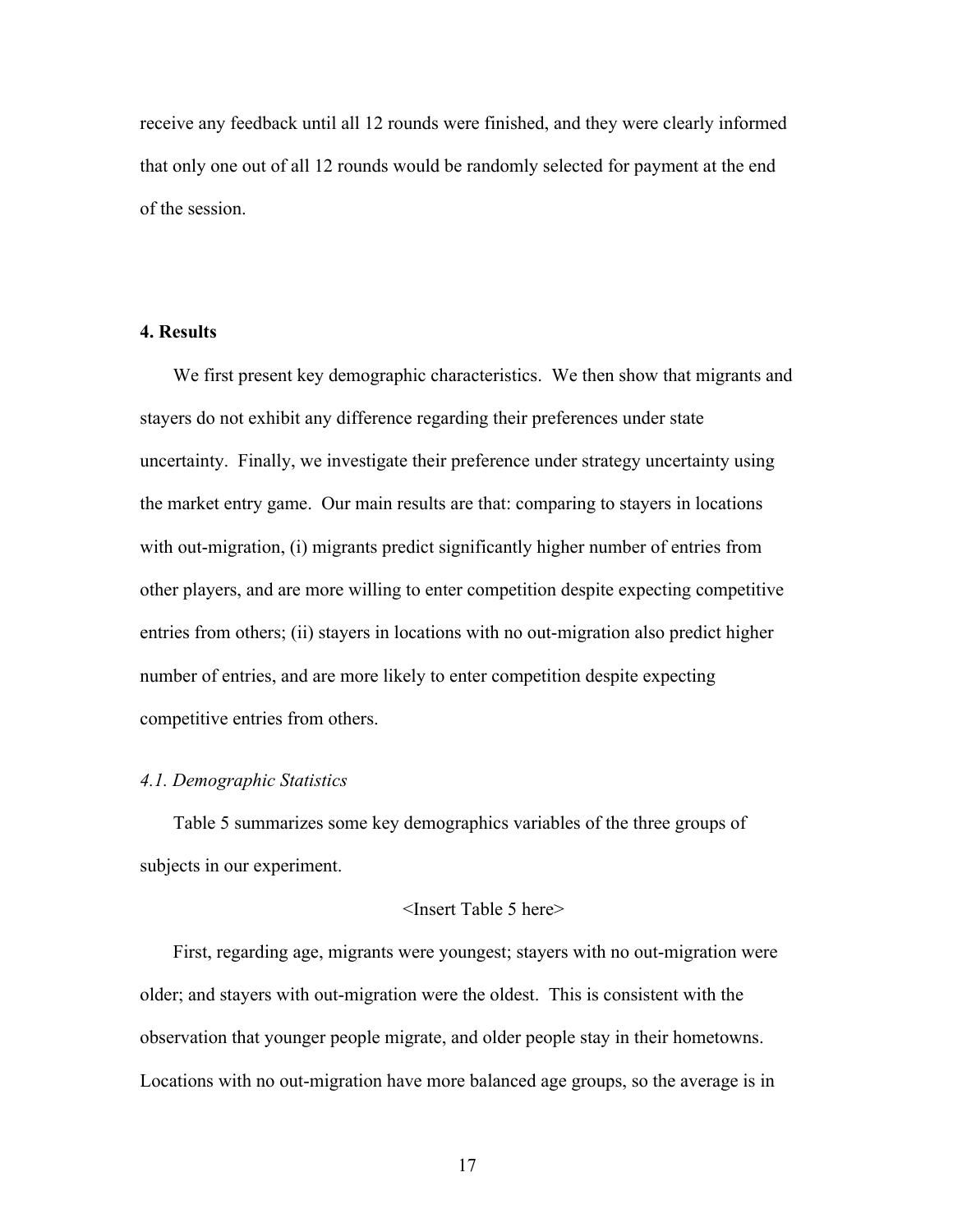receive any feedback until all 12 rounds were finished, and they were clearly informed that only one out of all 12 rounds would be randomly selected for payment at the end of the session.

## 4. Results

We first present key demographic characteristics. We then show that migrants and stayers do not exhibit any difference regarding their preferences under state uncertainty. Finally, we investigate their preference under strategy uncertainty using the market entry game. Our main results are that: comparing to stayers in locations with out-migration, (i) migrants predict significantly higher number of entries from other players, and are more willing to enter competition despite expecting competitive entries from others; (ii) stayers in locations with no out-migration also predict higher number of entries, and are more likely to enter competition despite expecting competitive entries from others.

### *4.1. Demographic Statistics*

Table 5 summarizes some key demographics variables of the three groups of subjects in our experiment.

<Insert Table 5 here>

First, regarding age, migrants were youngest; stayers with no out-migration were older; and stayers with out-migration were the oldest. This is consistent with the observation that younger people migrate, and older people stay in their hometowns. Locations with no out-migration have more balanced age groups, so the average is in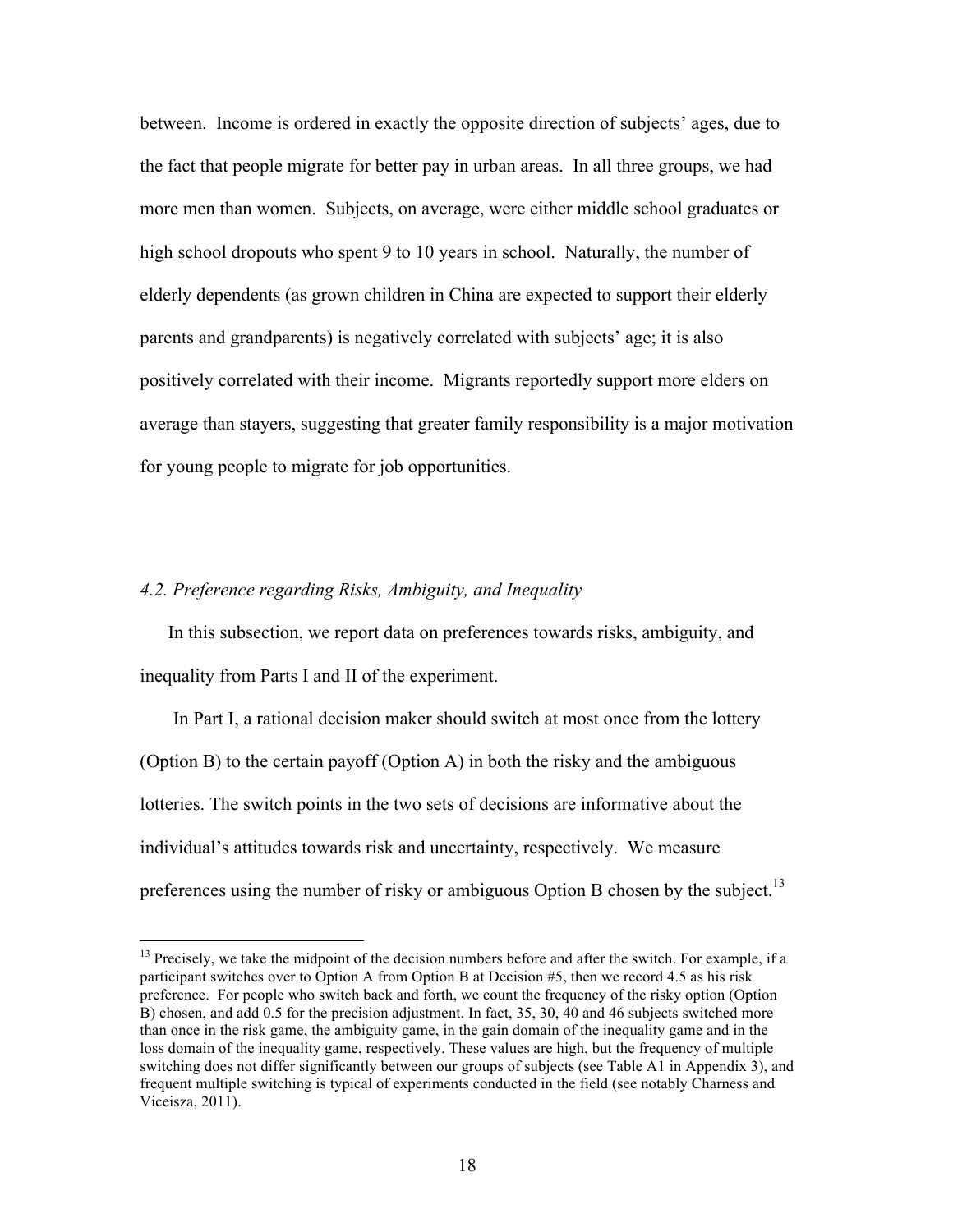between. Income is ordered in exactly the opposite direction of subjects' ages, due to the fact that people migrate for better pay in urban areas. In all three groups, we had more men than women. Subjects, on average, were either middle school graduates or high school dropouts who spent 9 to 10 years in school. Naturally, the number of elderly dependents (as grown children in China are expected to support their elderly parents and grandparents) is negatively correlated with subjects' age; it is also positively correlated with their income. Migrants reportedly support more elders on average than stayers, suggesting that greater family responsibility is a major motivation for young people to migrate for job opportunities.

### *4.2. Preference regarding Risks, Ambiguity, and Inequality*

In this subsection, we report data on preferences towards risks, ambiguity, and inequality from Parts I and II of the experiment.

In Part I, a rational decision maker should switch at most once from the lottery (Option B) to the certain payoff (Option A) in both the risky and the ambiguous lotteries. The switch points in the two sets of decisions are informative about the individual's attitudes towards risk and uncertainty, respectively. We measure preferences using the number of risky or ambiguous Option B chosen by the subject.[13]

[13] Precisely, we take the midpoint of the decision numbers before and after the switch. For example, if a participant switches over to Option A from Option B at Decision #5, then we record 4.5 as his risk preference. For people who switch back and forth, we count the frequency of the risky option (Option B) chosen, and add 0.5 for the precision adjustment. In fact, 35, 30, 40 and 46 subjects switched more than once in the risk game, the ambiguity game, in the gain domain of the inequality game and in the loss domain of the inequality game, respectively. These values are high, but the frequency of multiple switching does not differ significantly between our groups of subjects (see Table A1 in Appendix 3), and frequent multiple switching is typical of experiments conducted in the field (see notably Charness and Viceisza, 2011).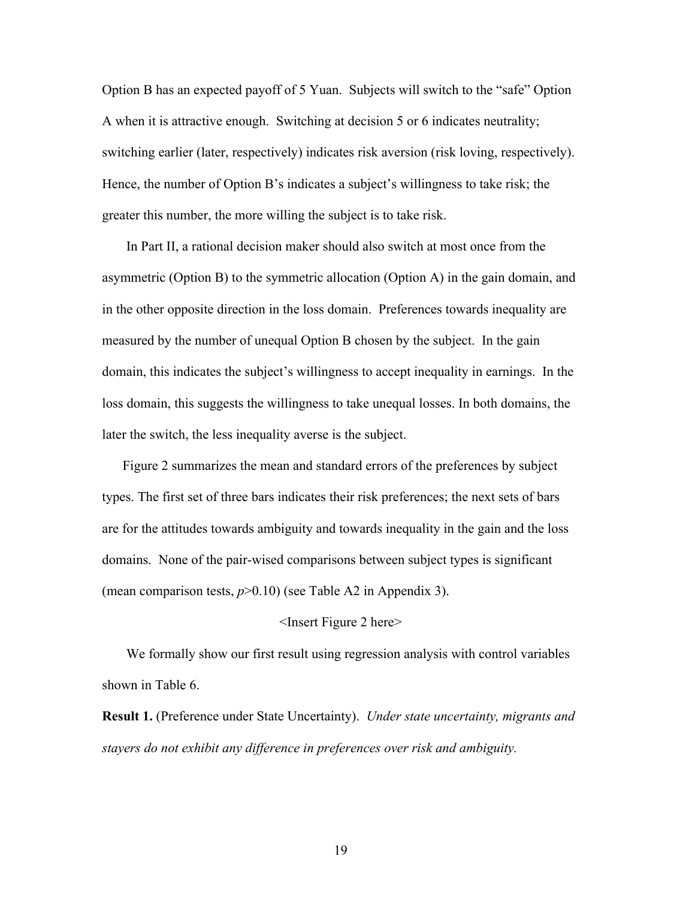Option B has an expected payoff of 5 Yuan. Subjects will switch to the "safe" Option A when it is attractive enough. Switching at decision 5 or 6 indicates neutrality; switching earlier (later, respectively) indicates risk aversion (risk loving, respectively). Hence, the number of Option B's indicates a subject's willingness to take risk; the greater this number, the more willing the subject is to take risk.

In Part II, a rational decision maker should also switch at most once from the asymmetric (Option B) to the symmetric allocation (Option A) in the gain domain, and in the other opposite direction in the loss domain. Preferences towards inequality are measured by the number of unequal Option B chosen by the subject. In the gain domain, this indicates the subject's willingness to accept inequality in earnings. In the loss domain, this suggests the willingness to take unequal losses. In both domains, the later the switch, the less inequality averse is the subject.

Figure 2 summarizes the mean and standard errors of the preferences by subject types. The first set of three bars indicates their risk preferences; the next sets of bars are for the attitudes towards ambiguity and towards inequality in the gain and the loss domains. None of the pair-wised comparisons between subject types is significant (mean comparison tests, $p>0.10$) (see Table A2 in Appendix 3).

<Insert Figure 2 here>

We formally show our first result using regression analysis with control variables shown in Table 6.

**Result 1.** (Preference under State Uncertainty). *Under state uncertainty, migrants and stayers do not exhibit any difference in preferences over risk and ambiguity.*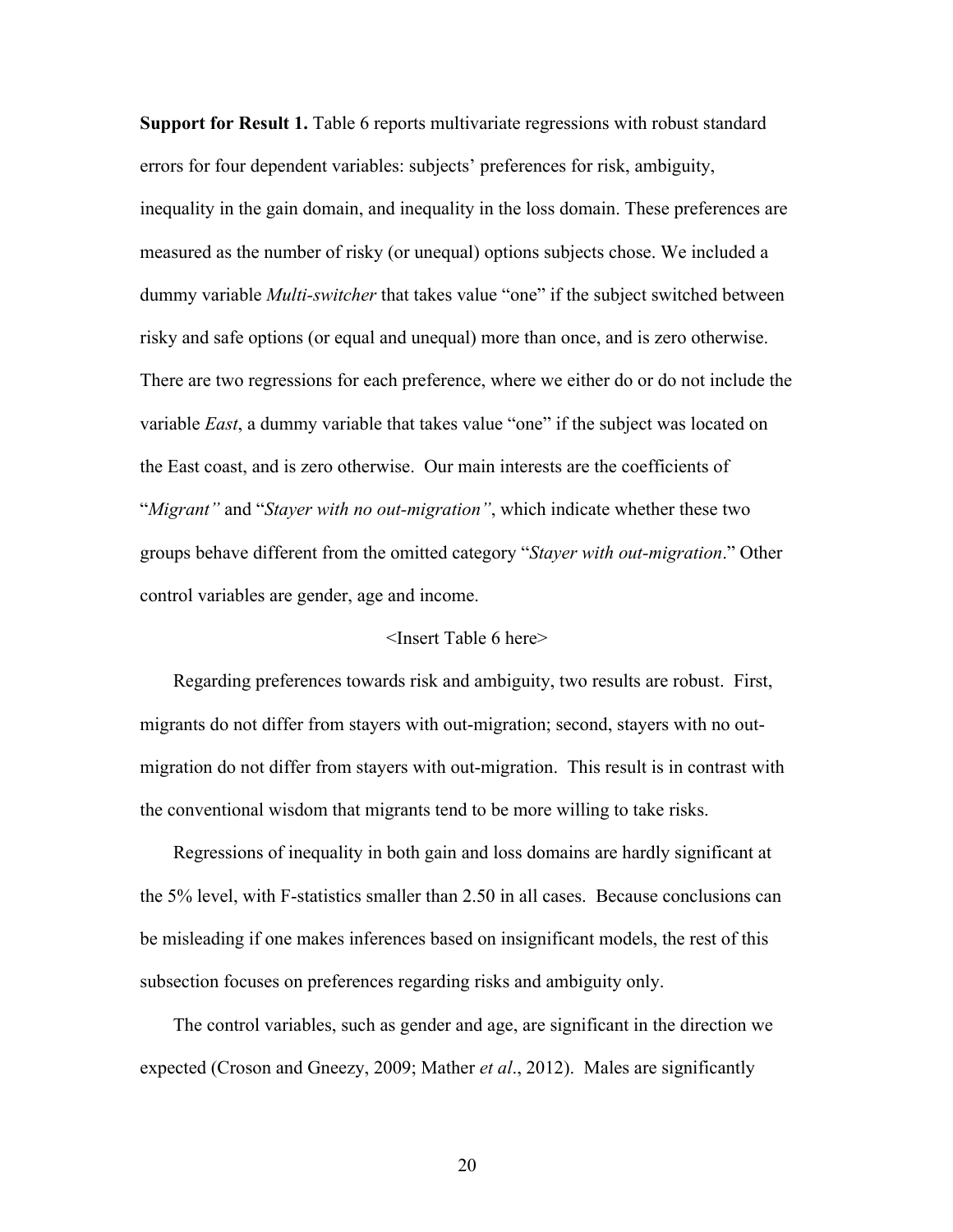**Support for Result 1.** Table 6 reports multivariate regressions with robust standard errors for four dependent variables: subjects' preferences for risk, ambiguity, inequality in the gain domain, and inequality in the loss domain. These preferences are measured as the number of risky (or unequal) options subjects chose. We included a dummy variable *Multi-switcher* that takes value "one" if the subject switched between risky and safe options (or equal and unequal) more than once, and is zero otherwise. There are two regressions for each preference, where we either do or do not include the variable *East*, a dummy variable that takes value "one" if the subject was located on the East coast, and is zero otherwise. Our main interests are the coefficients of "*Migrant"* and "*Stayer with no out-migration"*, which indicate whether these two groups behave different from the omitted category "*Stayer with out-migration*." Other control variables are gender, age and income.

<Insert Table 6 here>

Regarding preferences towards risk and ambiguity, two results are robust. First, migrants do not differ from stayers with out-migration; second, stayers with no out-migration do not differ from stayers with out-migration. This result is in contrast with the conventional wisdom that migrants tend to be more willing to take risks.

Regressions of inequality in both gain and loss domains are hardly significant at the 5% level, with F-statistics smaller than 2.50 in all cases. Because conclusions can be misleading if one makes inferences based on insignificant models, the rest of this subsection focuses on preferences regarding risks and ambiguity only.

The control variables, such as gender and age, are significant in the direction we expected (Croson and Gneezy, 2009; Mather *et al*., 2012). Males are significantly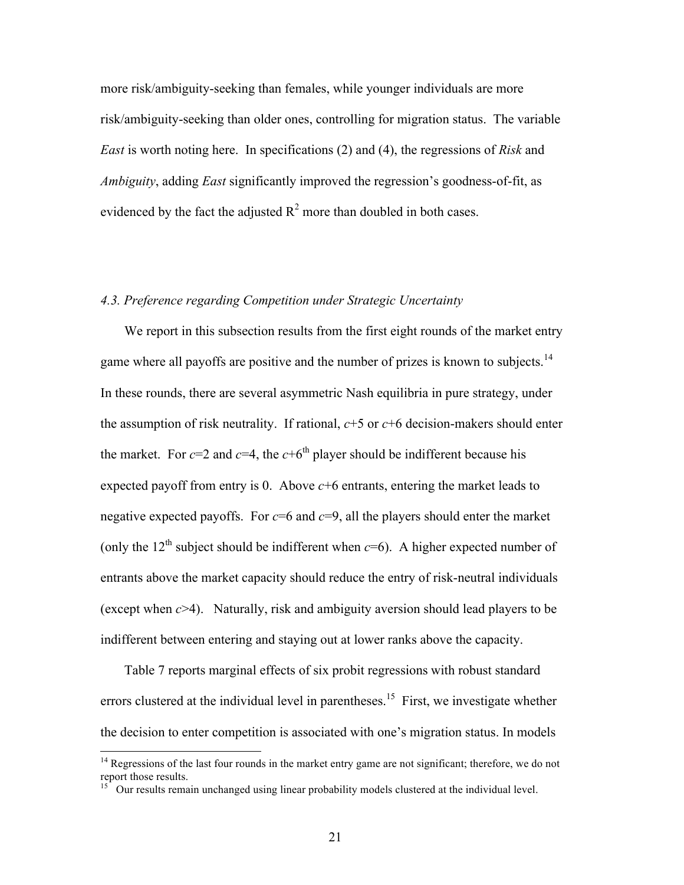more risk/ambiguity-seeking than females, while younger individuals are more risk/ambiguity-seeking than older ones, controlling for migration status. The variable *East* is worth noting here. In specifications (2) and (4), the regressions of *Risk* and *Ambiguity*, adding *East* significantly improved the regression's goodness-of-fit, as evidenced by the fact the adjusted $R^2$ more than doubled in both cases.

### *4.3. Preference regarding Competition under Strategic Uncertainty*

We report in this subsection results from the first eight rounds of the market entry game where all payoffs are positive and the number of prizes is known to subjects.[14] In these rounds, there are several asymmetric Nash equilibria in pure strategy, under the assumption of risk neutrality. If rational, $c+5$ or $c+6$ decision-makers should enter the market. For $c=2$ and $c=4$, the $c+6^{th}$ player should be indifferent because his expected payoff from entry is 0. Above $c+6$ entrants, entering the market leads to negative expected payoffs. For $c=6$ and $c=9$, all the players should enter the market (only the $12^{th}$ subject should be indifferent when $c=6$). A higher expected number of entrants above the market capacity should reduce the entry of risk-neutral individuals (except when $c>4$). Naturally, risk and ambiguity aversion should lead players to be indifferent between entering and staying out at lower ranks above the capacity.

Table 7 reports marginal effects of six probit regressions with robust standard errors clustered at the individual level in parentheses.[15] First, we investigate whether the decision to enter competition is associated with one's migration status. In models

---

[14] Regressions of the last four rounds in the market entry game are not significant; therefore, we do not report those results.

[15] Our results remain unchanged using linear probability models clustered at the individual level.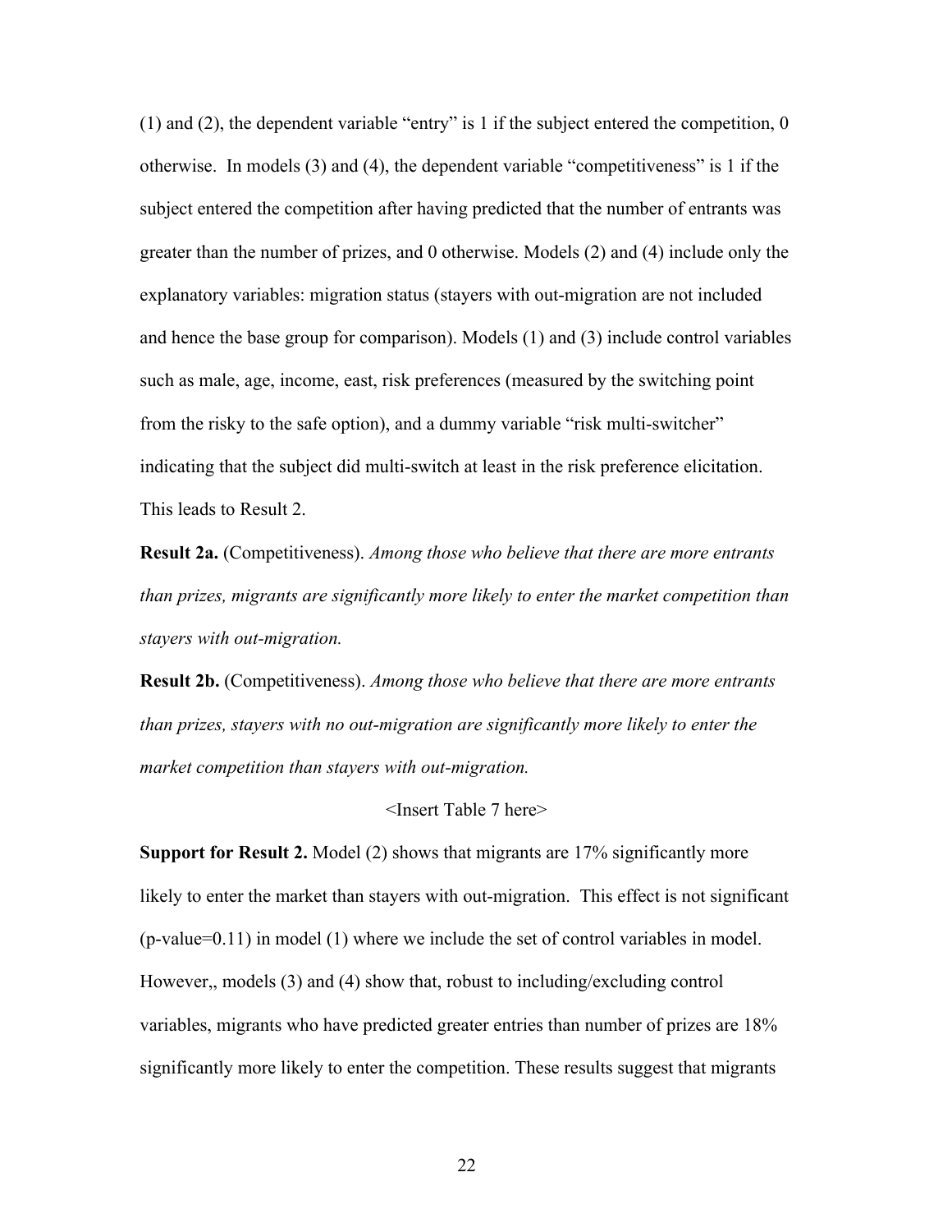(1) and (2), the dependent variable "entry" is 1 if the subject entered the competition, 0 otherwise. In models (3) and (4), the dependent variable "competitiveness" is 1 if the subject entered the competition after having predicted that the number of entrants was greater than the number of prizes, and 0 otherwise. Models (2) and (4) include only the explanatory variables: migration status (stayers with out-migration are not included and hence the base group for comparison). Models (1) and (3) include control variables such as male, age, income, east, risk preferences (measured by the switching point from the risky to the safe option), and a dummy variable "risk multi-switcher" indicating that the subject did multi-switch at least in the risk preference elicitation. This leads to Result 2.

**Result 2a.** (Competitiveness). *Among those who believe that there are more entrants than prizes, migrants are significantly more likely to enter the market competition than stayers with out-migration.*

**Result 2b.** (Competitiveness). *Among those who believe that there are more entrants than prizes, stayers with no out-migration are significantly more likely to enter the market competition than stayers with out-migration.*

<Insert Table 7 here>

**Support for Result 2.** Model (2) shows that migrants are 17% significantly more likely to enter the market than stayers with out-migration. This effect is not significant (p-value=0.11) in model (1) where we include the set of control variables in model. However,, models (3) and (4) show that, robust to including/excluding control variables, migrants who have predicted greater entries than number of prizes are 18% significantly more likely to enter the competition. These results suggest that migrants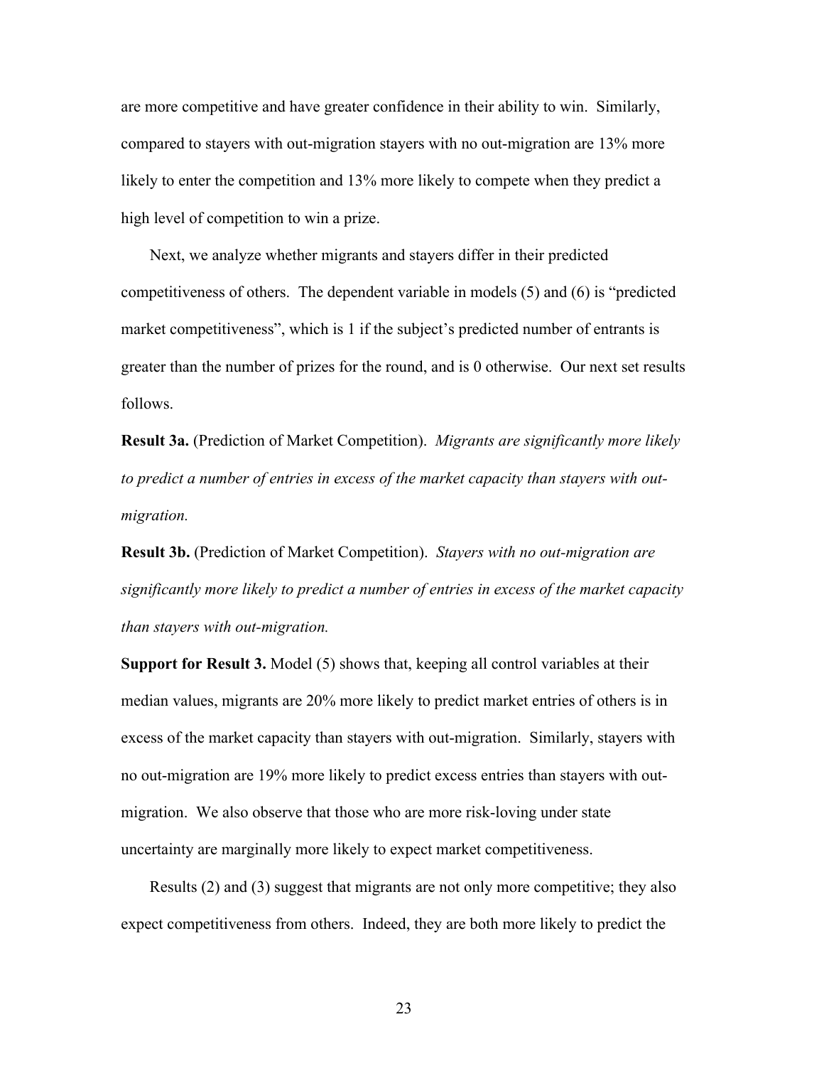are more competitive and have greater confidence in their ability to win. Similarly, compared to stayers with out-migration stayers with no out-migration are 13% more likely to enter the competition and 13% more likely to compete when they predict a high level of competition to win a prize.

Next, we analyze whether migrants and stayers differ in their predicted competitiveness of others. The dependent variable in models (5) and (6) is "predicted market competitiveness", which is 1 if the subject's predicted number of entrants is greater than the number of prizes for the round, and is 0 otherwise. Our next set results follows.

**Result 3a.** (Prediction of Market Competition). *Migrants are significantly more likely to predict a number of entries in excess of the market capacity than stayers with out-migration.*

**Result 3b.** (Prediction of Market Competition). *Stayers with no out-migration are significantly more likely to predict a number of entries in excess of the market capacity than stayers with out-migration.*

**Support for Result 3.** Model (5) shows that, keeping all control variables at their median values, migrants are 20% more likely to predict market entries of others is in excess of the market capacity than stayers with out-migration. Similarly, stayers with no out-migration are 19% more likely to predict excess entries than stayers with out-migration. We also observe that those who are more risk-loving under state uncertainty are marginally more likely to expect market competitiveness.

Results (2) and (3) suggest that migrants are not only more competitive; they also expect competitiveness from others. Indeed, they are both more likely to predict the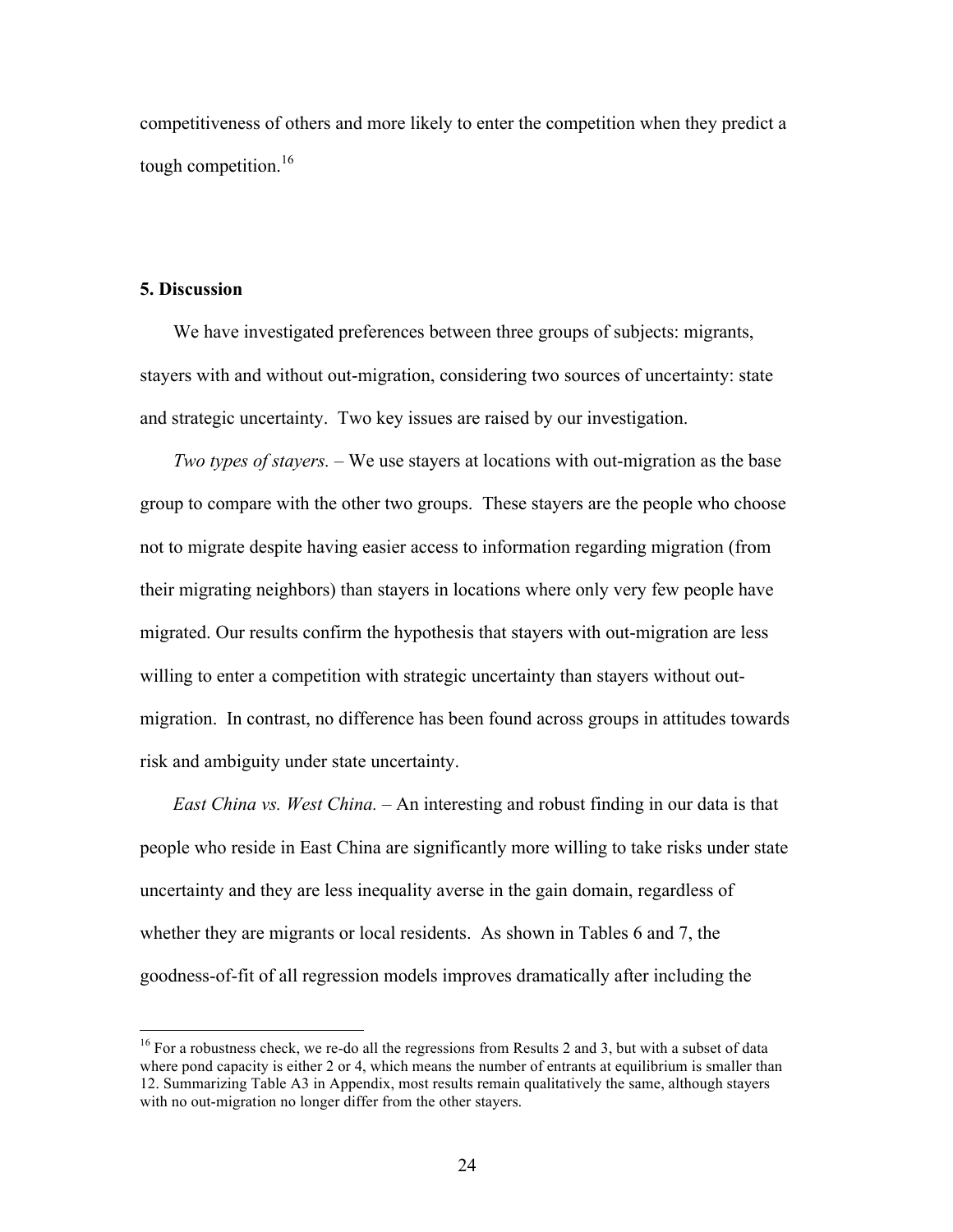competitiveness of others and more likely to enter the competition when they predict a tough competition.[16]

## 5. Discussion

We have investigated preferences between three groups of subjects: migrants, stayers with and without out-migration, considering two sources of uncertainty: state and strategic uncertainty. Two key issues are raised by our investigation.

*Two types of stayers.* – We use stayers at locations with out-migration as the base group to compare with the other two groups. These stayers are the people who choose not to migrate despite having easier access to information regarding migration (from their migrating neighbors) than stayers in locations where only very few people have migrated. Our results confirm the hypothesis that stayers with out-migration are less willing to enter a competition with strategic uncertainty than stayers without out-migration. In contrast, no difference has been found across groups in attitudes towards risk and ambiguity under state uncertainty.

*East China vs. West China.* – An interesting and robust finding in our data is that people who reside in East China are significantly more willing to take risks under state uncertainty and they are less inequality averse in the gain domain, regardless of whether they are migrants or local residents. As shown in Tables 6 and 7, the goodness-of-fit of all regression models improves dramatically after including the

[16] For a robustness check, we re-do all the regressions from Results 2 and 3, but with a subset of data where pond capacity is either 2 or 4, which means the number of entrants at equilibrium is smaller than 12. Summarizing Table A3 in Appendix, most results remain qualitatively the same, although stayers with no out-migration no longer differ from the other stayers.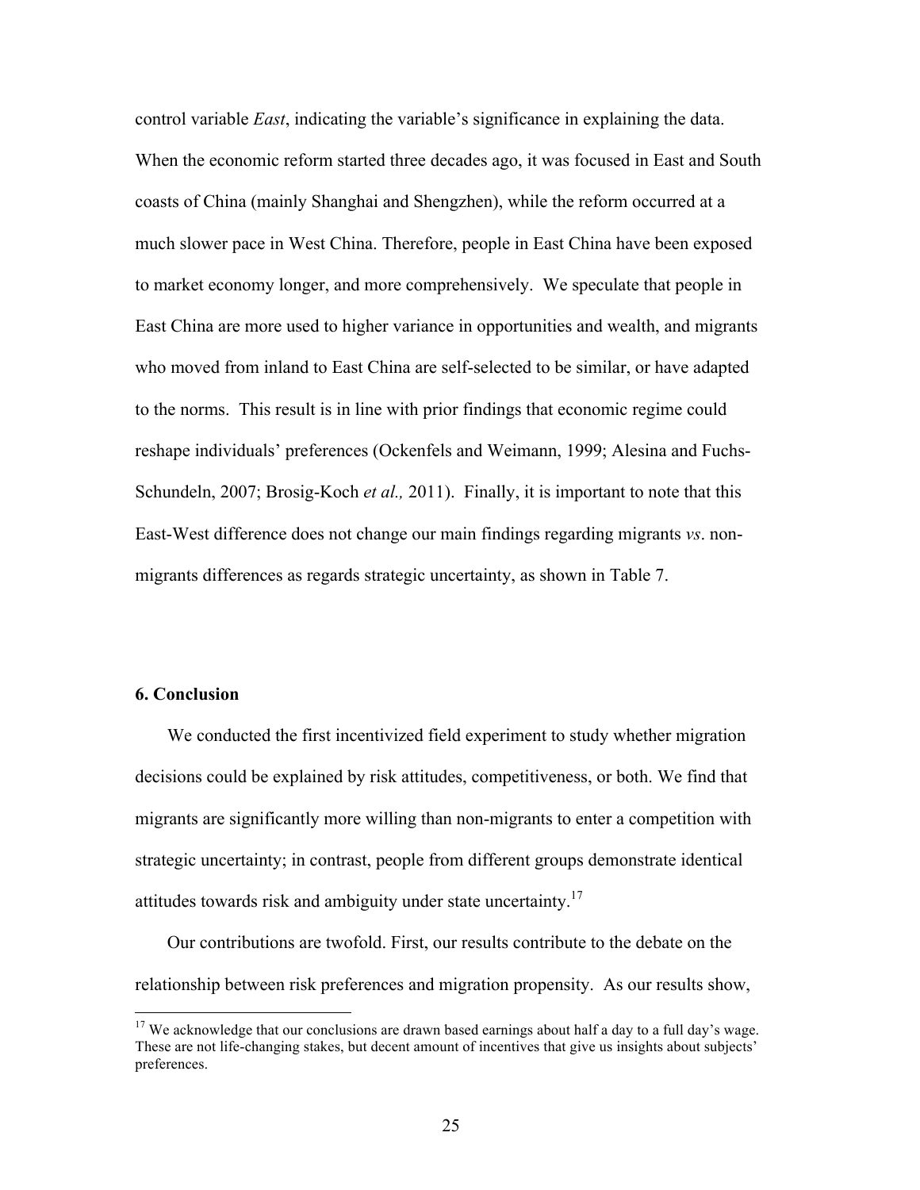control variable *East*, indicating the variable's significance in explaining the data. When the economic reform started three decades ago, it was focused in East and South coasts of China (mainly Shanghai and Shengzhen), while the reform occurred at a much slower pace in West China. Therefore, people in East China have been exposed to market economy longer, and more comprehensively. We speculate that people in East China are more used to higher variance in opportunities and wealth, and migrants who moved from inland to East China are self-selected to be similar, or have adapted to the norms. This result is in line with prior findings that economic regime could reshape individuals' preferences (Ockenfels and Weimann, 1999; Alesina and Fuchs-Schundeln, 2007; Brosig-Koch *et al.,* 2011). Finally, it is important to note that this East-West difference does not change our main findings regarding migrants *vs*. non-migrants differences as regards strategic uncertainty, as shown in Table 7.

## 6. Conclusion

We conducted the first incentivized field experiment to study whether migration decisions could be explained by risk attitudes, competitiveness, or both. We find that migrants are significantly more willing than non-migrants to enter a competition with strategic uncertainty; in contrast, people from different groups demonstrate identical attitudes towards risk and ambiguity under state uncertainty.[17]

Our contributions are twofold. First, our results contribute to the debate on the relationship between risk preferences and migration propensity. As our results show,

[17] We acknowledge that our conclusions are drawn based earnings about half a day to a full day's wage. These are not life-changing stakes, but decent amount of incentives that give us insights about subjects' preferences.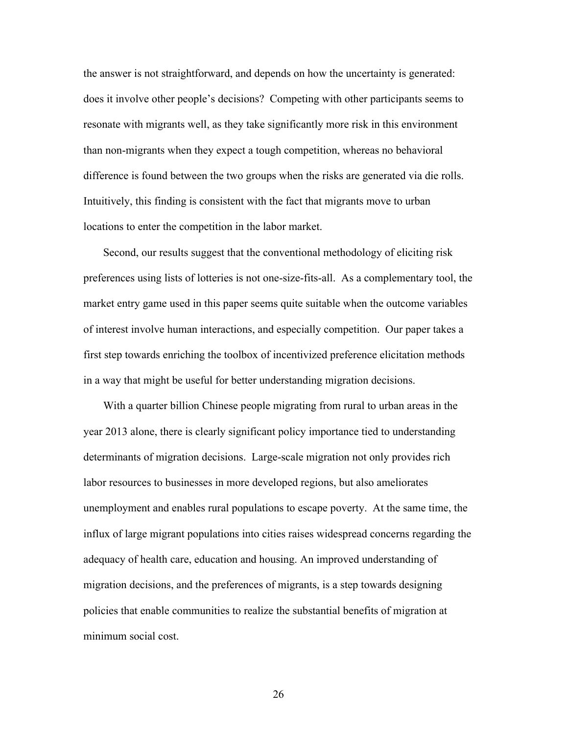the answer is not straightforward, and depends on how the uncertainty is generated: does it involve other people's decisions? Competing with other participants seems to resonate with migrants well, as they take significantly more risk in this environment than non-migrants when they expect a tough competition, whereas no behavioral difference is found between the two groups when the risks are generated via die rolls. Intuitively, this finding is consistent with the fact that migrants move to urban locations to enter the competition in the labor market.

Second, our results suggest that the conventional methodology of eliciting risk preferences using lists of lotteries is not one-size-fits-all. As a complementary tool, the market entry game used in this paper seems quite suitable when the outcome variables of interest involve human interactions, and especially competition. Our paper takes a first step towards enriching the toolbox of incentivized preference elicitation methods in a way that might be useful for better understanding migration decisions.

With a quarter billion Chinese people migrating from rural to urban areas in the year 2013 alone, there is clearly significant policy importance tied to understanding determinants of migration decisions. Large-scale migration not only provides rich labor resources to businesses in more developed regions, but also ameliorates unemployment and enables rural populations to escape poverty. At the same time, the influx of large migrant populations into cities raises widespread concerns regarding the adequacy of health care, education and housing. An improved understanding of migration decisions, and the preferences of migrants, is a step towards designing policies that enable communities to realize the substantial benefits of migration at minimum social cost.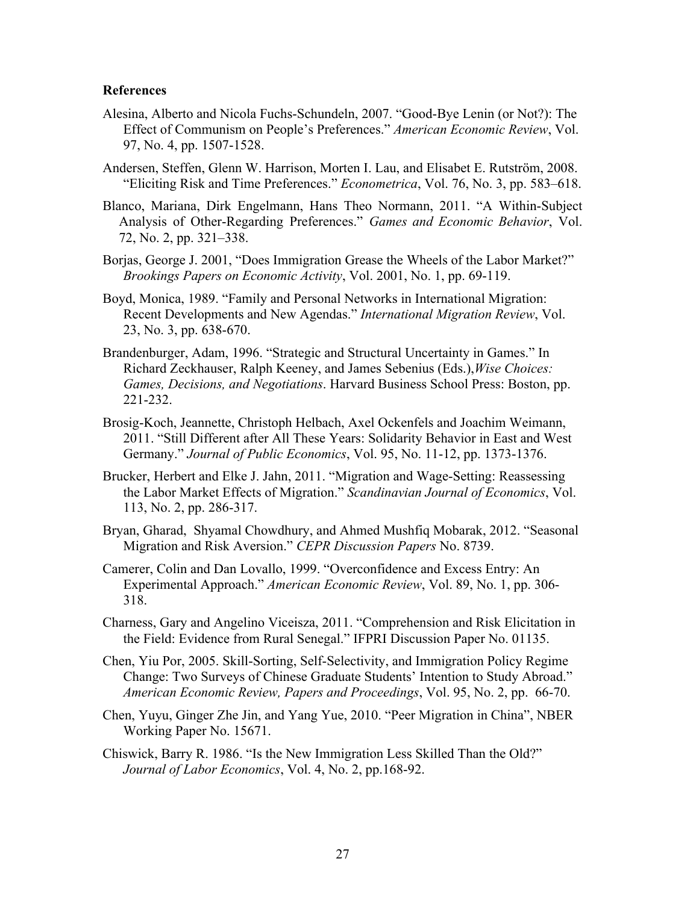**References**

Alesina, Alberto and Nicola Fuchs-Schundeln, 2007. “Good-Bye Lenin (or Not?): The Effect of Communism on People’s Preferences.” *American Economic Review*, Vol. 97, No. 4, pp. 1507-1528.

Andersen, Steffen, Glenn W. Harrison, Morten I. Lau, and Elisabet E. Rutström, 2008. “Eliciting Risk and Time Preferences.” *Econometrica*, Vol. 76, No. 3, pp. 583–618.

Blanco, Mariana, Dirk Engelmann, Hans Theo Normann, 2011. “A Within-Subject Analysis of Other-Regarding Preferences.” *Games and Economic Behavior*, Vol. 72, No. 2, pp. 321–338.

Borjas, George J. 2001, “Does Immigration Grease the Wheels of the Labor Market?” *Brookings Papers on Economic Activity*, Vol. 2001, No. 1, pp. 69-119.

Boyd, Monica, 1989. “Family and Personal Networks in International Migration: Recent Developments and New Agendas.” *International Migration Review*, Vol. 23, No. 3, pp. 638-670.

Brandenburger, Adam, 1996. “Strategic and Structural Uncertainty in Games.” In Richard Zeckhauser, Ralph Keeney, and James Sebenius (Eds.),*Wise Choices: Games, Decisions, and Negotiations*. Harvard Business School Press: Boston, pp. 221-232.

Brosig-Koch, Jeannette, Christoph Helbach, Axel Ockenfels and Joachim Weimann, 2011. “Still Different after All These Years: Solidarity Behavior in East and West Germany.” *Journal of Public Economics*, Vol. 95, No. 11-12, pp. 1373-1376.

Brucker, Herbert and Elke J. Jahn, 2011. “Migration and Wage-Setting: Reassessing the Labor Market Effects of Migration.” *Scandinavian Journal of Economics*, Vol. 113, No. 2, pp. 286-317.

Bryan, Gharad, Shyamal Chowdhury, and Ahmed Mushfiq Mobarak, 2012. “Seasonal Migration and Risk Aversion.” *CEPR Discussion Papers* No. 8739.

Camerer, Colin and Dan Lovallo, 1999. “Overconfidence and Excess Entry: An Experimental Approach.” *American Economic Review*, Vol. 89, No. 1, pp. 306-318.

Charness, Gary and Angelino Viceisza, 2011. “Comprehension and Risk Elicitation in the Field: Evidence from Rural Senegal.” IFPRI Discussion Paper No. 01135.

Chen, Yiu Por, 2005. Skill-Sorting, Self-Selectivity, and Immigration Policy Regime Change: Two Surveys of Chinese Graduate Students’ Intention to Study Abroad.” *American Economic Review, Papers and Proceedings*, Vol. 95, No. 2, pp. 66-70.

Chen, Yuyu, Ginger Zhe Jin, and Yang Yue, 2010. “Peer Migration in China”, NBER Working Paper No. 15671.

Chiswick, Barry R. 1986. “Is the New Immigration Less Skilled Than the Old?” *Journal of Labor Economics*, Vol. 4, No. 2, pp.168-92.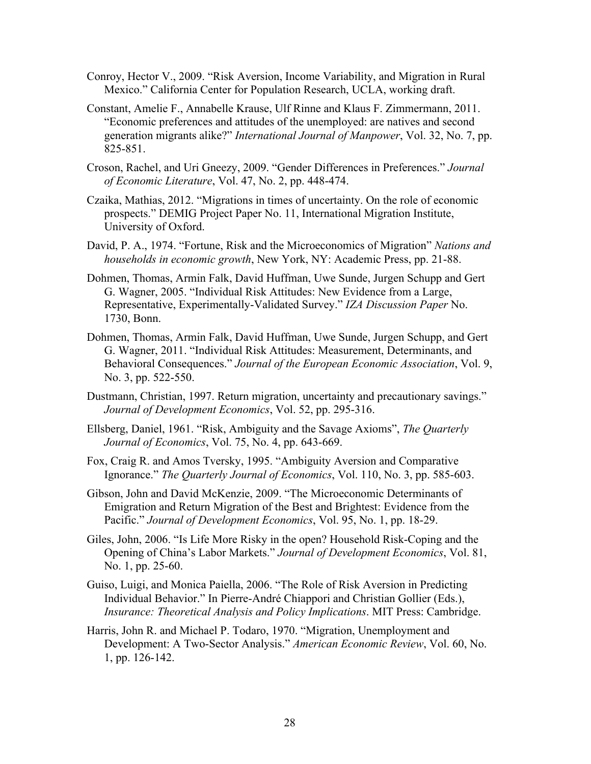Conroy, Hector V., 2009. "Risk Aversion, Income Variability, and Migration in Rural Mexico." California Center for Population Research, UCLA, working draft.

Constant, Amelie F., Annabelle Krause, Ulf Rinne and Klaus F. Zimmermann, 2011. "Economic preferences and attitudes of the unemployed: are natives and second generation migrants alike?" *International Journal of Manpower*, Vol. 32, No. 7, pp. 825-851.

Croson, Rachel, and Uri Gneezy, 2009. "Gender Differences in Preferences." *Journal of Economic Literature*, Vol. 47, No. 2, pp. 448-474.

Czaika, Mathias, 2012. "Migrations in times of uncertainty. On the role of economic prospects." DEMIG Project Paper No. 11, International Migration Institute, University of Oxford.

David, P. A., 1974. "Fortune, Risk and the Microeconomics of Migration" *Nations and households in economic growth*, New York, NY: Academic Press, pp. 21-88.

Dohmen, Thomas, Armin Falk, David Huffman, Uwe Sunde, Jurgen Schupp and Gert G. Wagner, 2005. "Individual Risk Attitudes: New Evidence from a Large, Representative, Experimentally-Validated Survey." *IZA Discussion Paper* No. 1730, Bonn.

Dohmen, Thomas, Armin Falk, David Huffman, Uwe Sunde, Jurgen Schupp, and Gert G. Wagner, 2011. "Individual Risk Attitudes: Measurement, Determinants, and Behavioral Consequences." *Journal of the European Economic Association*, Vol. 9, No. 3, pp. 522-550.

Dustmann, Christian, 1997. Return migration, uncertainty and precautionary savings." *Journal of Development Economics*, Vol. 52, pp. 295-316.

Ellsberg, Daniel, 1961. "Risk, Ambiguity and the Savage Axioms", *The Quarterly Journal of Economics*, Vol. 75, No. 4, pp. 643-669.

Fox, Craig R. and Amos Tversky, 1995. "Ambiguity Aversion and Comparative Ignorance." *The Quarterly Journal of Economics*, Vol. 110, No. 3, pp. 585-603.

Gibson, John and David McKenzie, 2009. "The Microeconomic Determinants of Emigration and Return Migration of the Best and Brightest: Evidence from the Pacific." *Journal of Development Economics*, Vol. 95, No. 1, pp. 18-29.

Giles, John, 2006. "Is Life More Risky in the open? Household Risk-Coping and the Opening of China's Labor Markets." *Journal of Development Economics*, Vol. 81, No. 1, pp. 25-60.

Guiso, Luigi, and Monica Paiella, 2006. "The Role of Risk Aversion in Predicting Individual Behavior." In Pierre-André Chiappori and Christian Gollier (Eds.), *Insurance: Theoretical Analysis and Policy Implications*. MIT Press: Cambridge.

Harris, John R. and Michael P. Todaro, 1970. "Migration, Unemployment and Development: A Two-Sector Analysis." *American Economic Review*, Vol. 60, No. 1, pp. 126-142.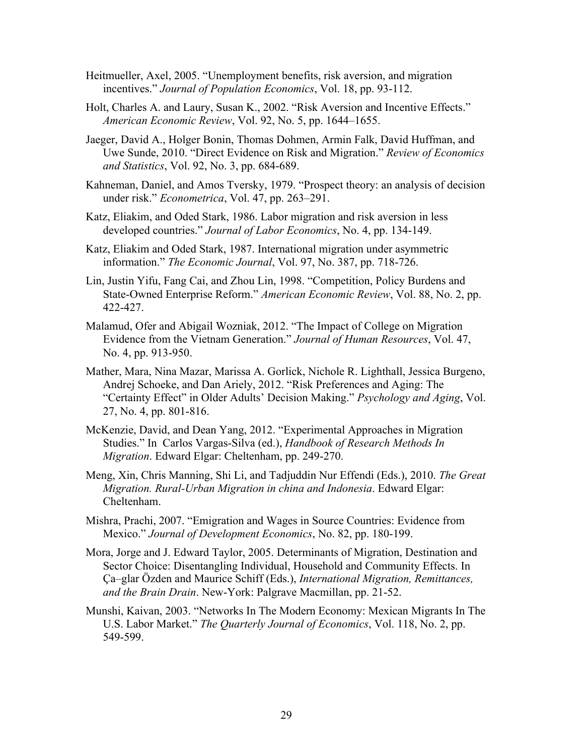Heitmueller, Axel, 2005. "Unemployment benefits, risk aversion, and migration incentives." *Journal of Population Economics*, Vol. 18, pp. 93-112.

Holt, Charles A. and Laury, Susan K., 2002. "Risk Aversion and Incentive Effects." *American Economic Review*, Vol. 92, No. 5, pp. 1644–1655.

Jaeger, David A., Holger Bonin, Thomas Dohmen, Armin Falk, David Huffman, and Uwe Sunde, 2010. "Direct Evidence on Risk and Migration." *Review of Economics and Statistics*, Vol. 92, No. 3, pp. 684-689.

Kahneman, Daniel, and Amos Tversky, 1979. "Prospect theory: an analysis of decision under risk." *Econometrica*, Vol. 47, pp. 263–291.

Katz, Eliakim, and Oded Stark, 1986. Labor migration and risk aversion in less developed countries." *Journal of Labor Economics*, No. 4, pp. 134-149.

Katz, Eliakim and Oded Stark, 1987. International migration under asymmetric information." *The Economic Journal*, Vol. 97, No. 387, pp. 718-726.

Lin, Justin Yifu, Fang Cai, and Zhou Lin, 1998. "Competition, Policy Burdens and State-Owned Enterprise Reform." *American Economic Review*, Vol. 88, No. 2, pp. 422-427.

Malamud, Ofer and Abigail Wozniak, 2012. "The Impact of College on Migration Evidence from the Vietnam Generation." *Journal of Human Resources*, Vol. 47, No. 4, pp. 913-950.

Mather, Mara, Nina Mazar, Marissa A. Gorlick, Nichole R. Lighthall, Jessica Burgeno, Andrej Schoeke, and Dan Ariely, 2012. "Risk Preferences and Aging: The "Certainty Effect" in Older Adults' Decision Making." *Psychology and Aging*, Vol. 27, No. 4, pp. 801-816.

McKenzie, David, and Dean Yang, 2012. "Experimental Approaches in Migration Studies." In Carlos Vargas-Silva (ed.), *Handbook of Research Methods In Migration*. Edward Elgar: Cheltenham, pp. 249-270.

Meng, Xin, Chris Manning, Shi Li, and Tadjuddin Nur Effendi (Eds.), 2010. *The Great Migration. Rural-Urban Migration in china and Indonesia*. Edward Elgar: Cheltenham.

Mishra, Prachi, 2007. "Emigration and Wages in Source Countries: Evidence from Mexico." *Journal of Development Economics*, No. 82, pp. 180-199.

Mora, Jorge and J. Edward Taylor, 2005. Determinants of Migration, Destination and Sector Choice: Disentangling Individual, Household and Community Effects. In Ça–glar Özden and Maurice Schiff (Eds.), *International Migration, Remittances, and the Brain Drain*. New-York: Palgrave Macmillan, pp. 21-52.

Munshi, Kaivan, 2003. "Networks In The Modern Economy: Mexican Migrants In The U.S. Labor Market." *The Quarterly Journal of Economics*, Vol. 118, No. 2, pp. 549-599.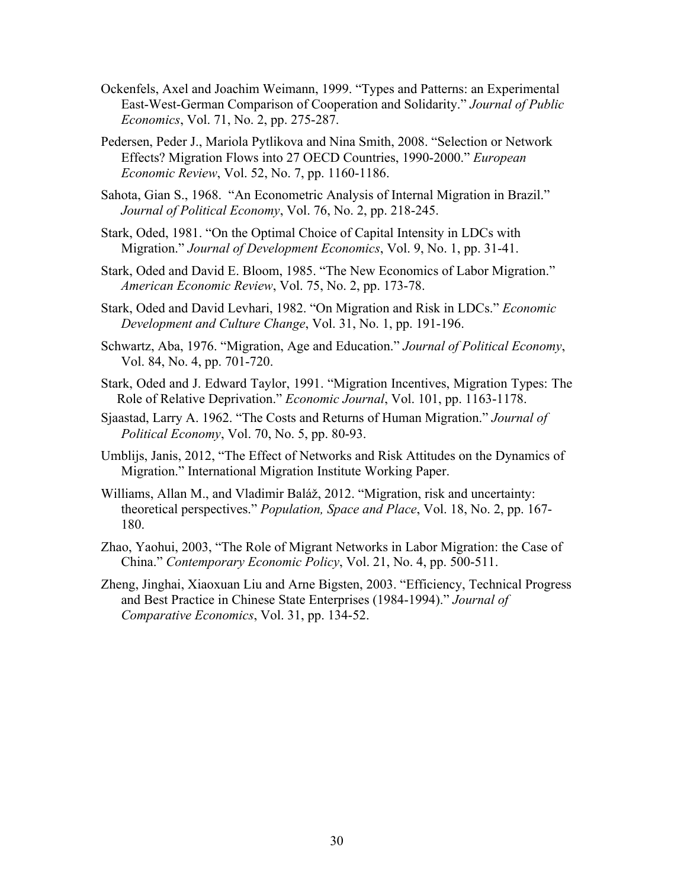Ockenfels, Axel and Joachim Weimann, 1999. "Types and Patterns: an Experimental East-West-German Comparison of Cooperation and Solidarity." *Journal of Public Economics*, Vol. 71, No. 2, pp. 275-287.

Pedersen, Peder J., Mariola Pytlikova and Nina Smith, 2008. "Selection or Network Effects? Migration Flows into 27 OECD Countries, 1990-2000." *European Economic Review*, Vol. 52, No. 7, pp. 1160-1186.

Sahota, Gian S., 1968. "An Econometric Analysis of Internal Migration in Brazil." *Journal of Political Economy*, Vol. 76, No. 2, pp. 218-245.

Stark, Oded, 1981. "On the Optimal Choice of Capital Intensity in LDCs with Migration." *Journal of Development Economics*, Vol. 9, No. 1, pp. 31-41.

Stark, Oded and David E. Bloom, 1985. "The New Economics of Labor Migration." *American Economic Review*, Vol. 75, No. 2, pp. 173-78.

Stark, Oded and David Levhari, 1982. "On Migration and Risk in LDCs." *Economic Development and Culture Change*, Vol. 31, No. 1, pp. 191-196.

Schwartz, Aba, 1976. "Migration, Age and Education." *Journal of Political Economy*, Vol. 84, No. 4, pp. 701-720.

Stark, Oded and J. Edward Taylor, 1991. "Migration Incentives, Migration Types: The Role of Relative Deprivation." *Economic Journal*, Vol. 101, pp. 1163-1178.

Sjaastad, Larry A. 1962. "The Costs and Returns of Human Migration." *Journal of Political Economy*, Vol. 70, No. 5, pp. 80-93.

Umblijs, Janis, 2012, "The Effect of Networks and Risk Attitudes on the Dynamics of Migration." International Migration Institute Working Paper.

Williams, Allan M., and Vladimir Baláž, 2012. "Migration, risk and uncertainty: theoretical perspectives." *Population, Space and Place*, Vol. 18, No. 2, pp. 167-180.

Zhao, Yaohui, 2003, "The Role of Migrant Networks in Labor Migration: the Case of China." *Contemporary Economic Policy*, Vol. 21, No. 4, pp. 500-511.

Zheng, Jinghai, Xiaoxuan Liu and Arne Bigsten, 2003. "Efficiency, Technical Progress and Best Practice in Chinese State Enterprises (1984-1994)." *Journal of Comparative Economics*, Vol. 31, pp. 134-52.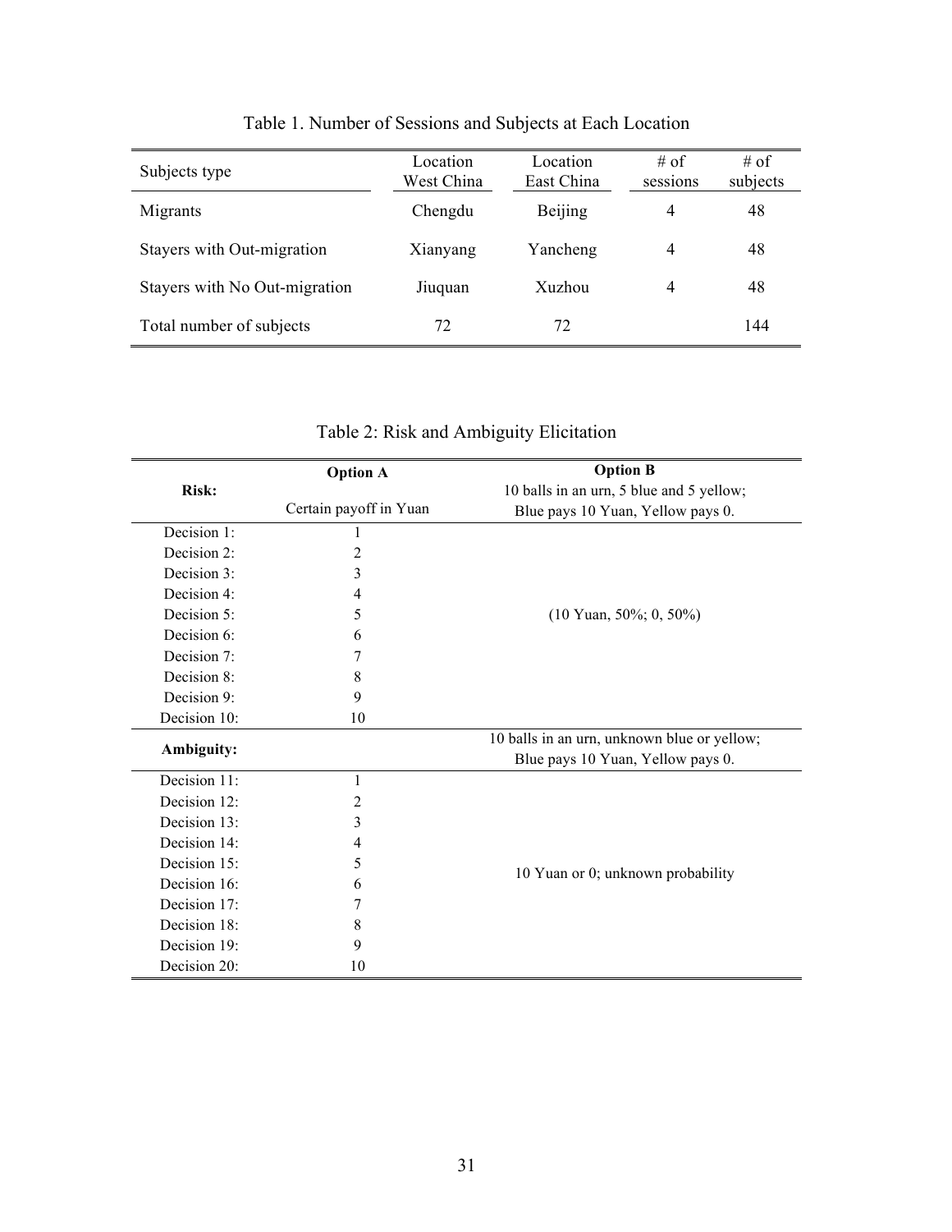Table 1. Number of Sessions and Subjects at Each Location

| Subjects type | Location West China | Location East China | # of sessions | # of subjects |
|---|---|---|---|---|
| Migrants | Chengdu | Beijing | 4 | 48 |
| Stayers with Out-migration | Xianyang | Yancheng | 4 | 48 |
| Stayers with No Out-migration | Jiuquan | Xuzhou | 4 | 48 |
| Total number of subjects | 72 | 72 | | 144 |

Table 2: Risk and Ambiguity Elicitation

| **Risk:** | **Option A**<br>Certain payoff in Yuan | **Option B**<br>10 balls in an urn, 5 blue and 5 yellow;<br>Blue pays 10 Yuan, Yellow pays 0. |
|---|---|---|
| Decision 1: | 1 | (10 Yuan, 50%; 0, 50%) |
| Decision 2: | 2 | |
| Decision 3: | 3 | |
| Decision 4: | 4 | |
| Decision 5: | 5 | |
| Decision 6: | 6 | |
| Decision 7: | 7 | |
| Decision 8: | 8 | |
| Decision 9: | 9 | |
| Decision 10: | 10 | |
| **Ambiguity:** | | 10 balls in an urn, unknown blue or yellow;<br>Blue pays 10 Yuan, Yellow pays 0. |
| Decision 11: | 1 | 10 Yuan or 0; unknown probability |
| Decision 12: | 2 | |
| Decision 13: | 3 | |
| Decision 14: | 4 | |
| Decision 15: | 5 | |
| Decision 16: | 6 | |
| Decision 17: | 7 | |
| Decision 18: | 8 | |
| Decision 19: | 9 | |
| Decision 20: | 10 | |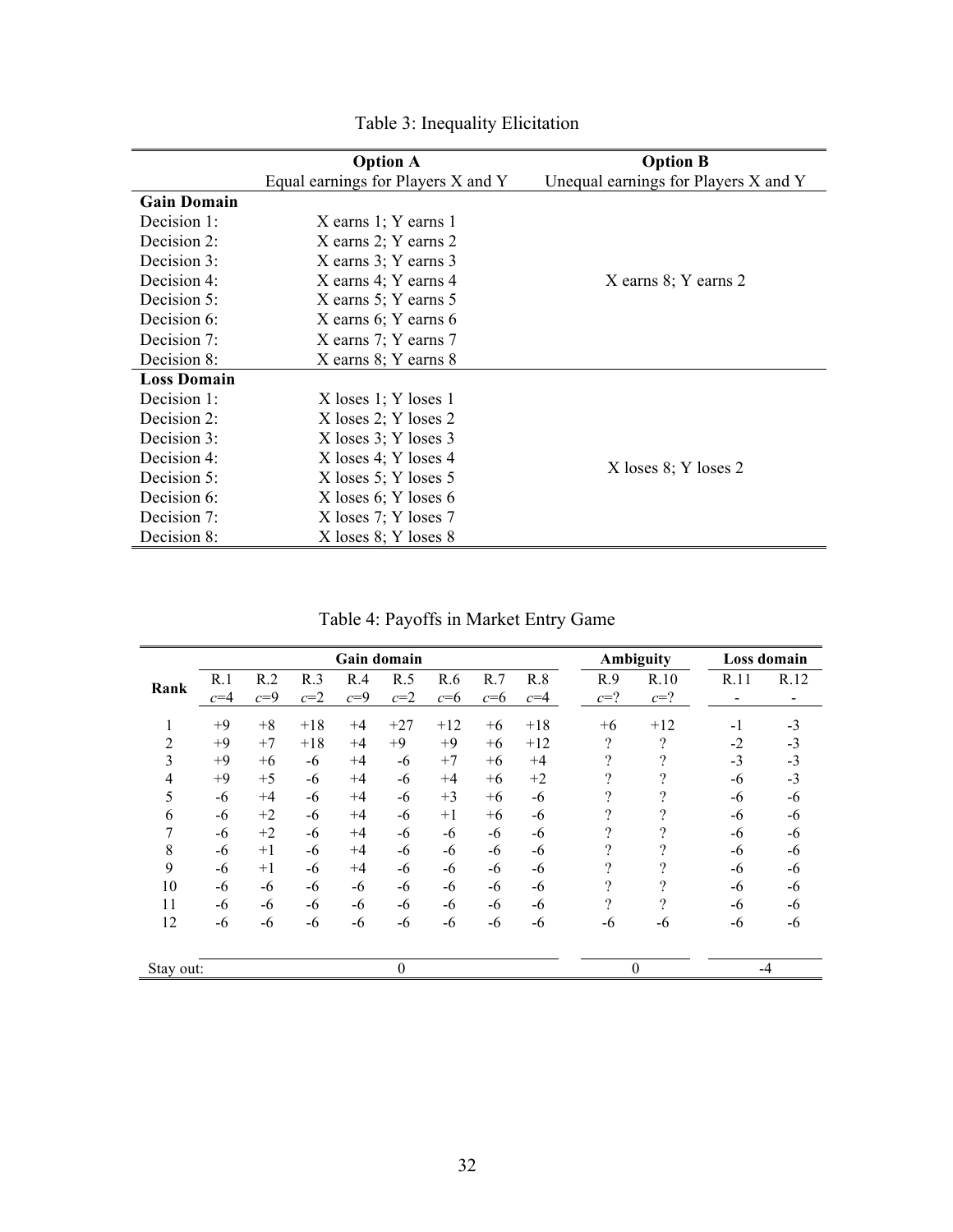Table 3: Inequality Elicitation

| | Option A<br>Equal earnings for Players X and Y | Option B<br>Unequal earnings for Players X and Y |
|---|---|---|
| **Gain Domain** | | |
| Decision 1: | X earns 1; Y earns 1 | |
| Decision 2: | X earns 2; Y earns 2 | |
| Decision 3: | X earns 3; Y earns 3 | |
| Decision 4: | X earns 4; Y earns 4 | X earns 8; Y earns 2 |
| Decision 5: | X earns 5; Y earns 5 | |
| Decision 6: | X earns 6; Y earns 6 | |
| Decision 7: | X earns 7; Y earns 7 | |
| Decision 8: | X earns 8; Y earns 8 | |
| **Loss Domain** | | |
| Decision 1: | X loses 1; Y loses 1 | |
| Decision 2: | X loses 2; Y loses 2 | |
| Decision 3: | X loses 3; Y loses 3 | |
| Decision 4: | X loses 4; Y loses 4 | X loses 8; Y loses 2 |
| Decision 5: | X loses 5; Y loses 5 | |
| Decision 6: | X loses 6; Y loses 6 | |
| Decision 7: | X loses 7; Y loses 7 | |
| Decision 8: | X loses 8; Y loses 8 | |

Table 4: Payoffs in Market Entry Game

| Rank | Gain domain | | | | | | | | Ambiguity | | Loss domain | |
|---|---|---|---|---|---|---|---|---|---|---|---|---|
| | R.1<br>$c$=4 | R.2<br>$c$=9 | R.3<br>$c$=2 | R.4<br>$c$=9 | R.5<br>$c$=2 | R.6<br>$c$=6 | R.7<br>$c$=6 | R.8<br>$c$=4 | R.9<br>$c$=? | R.10<br>$c$=? | R.11<br>- | R.12<br>- |
| 1 | +9 | +8 | +18 | +4 | +27 | +12 | +6 | +18 | +6 | +12 | -1 | -3 |
| 2 | +9 | +7 | +18 | +4 | +9 | +9 | +6 | +12 | ? | ? | -2 | -3 |
| 3 | +9 | +6 | -6 | +4 | -6 | +7 | +6 | +4 | ? | ? | -3 | -3 |
| 4 | +9 | +5 | -6 | +4 | -6 | +4 | +6 | +2 | ? | ? | -6 | -3 |
| 5 | -6 | +4 | -6 | +4 | -6 | +3 | +6 | -6 | ? | ? | -6 | -6 |
| 6 | -6 | +2 | -6 | +4 | -6 | +1 | +6 | -6 | ? | ? | -6 | -6 |
| 7 | -6 | +2 | -6 | +4 | -6 | -6 | -6 | -6 | ? | ? | -6 | -6 |
| 8 | -6 | +1 | -6 | +4 | -6 | -6 | -6 | -6 | ? | ? | -6 | -6 |
| 9 | -6 | +1 | -6 | +4 | -6 | -6 | -6 | -6 | ? | ? | -6 | -6 |
| 10 | -6 | -6 | -6 | -6 | -6 | -6 | -6 | -6 | ? | ? | -6 | -6 |
| 11 | -6 | -6 | -6 | -6 | -6 | -6 | -6 | -6 | ? | ? | -6 | -6 |
| 12 | -6 | -6 | -6 | -6 | -6 | -6 | -6 | -6 | -6 | -6 | -6 | -6 |
| Stay out: | 0 | | | | | | | | 0 | | -4 | |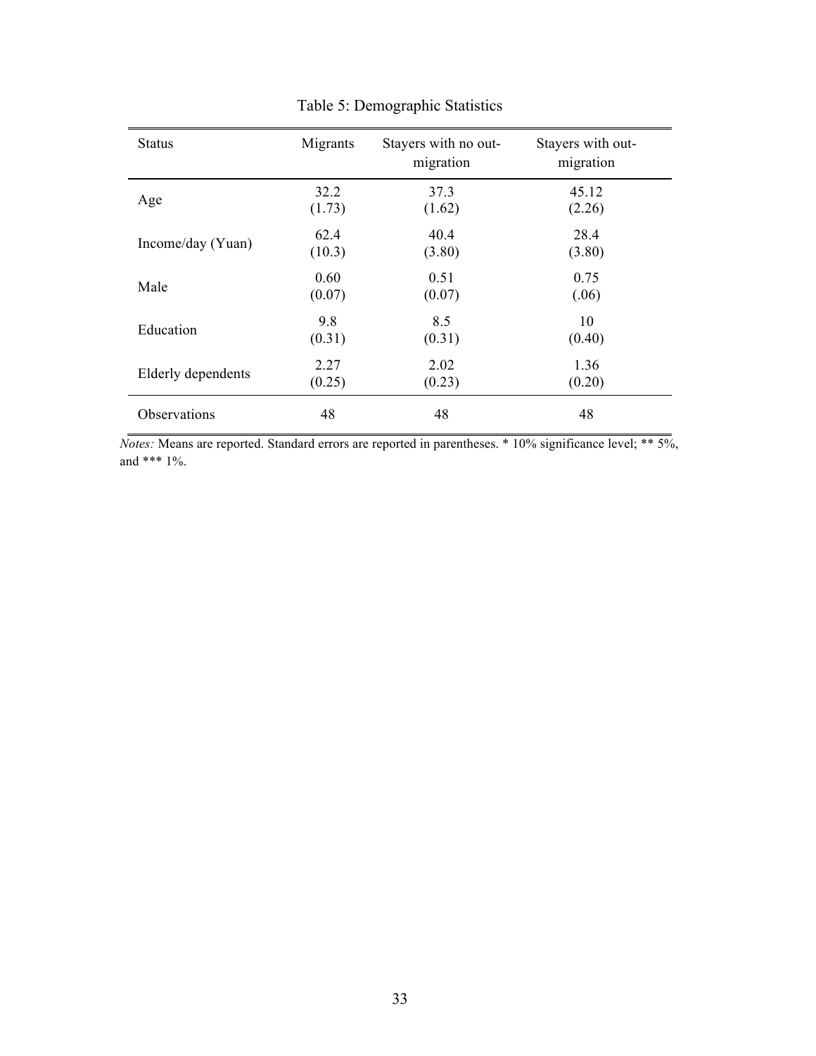Table 5: Demographic Statistics

| Status | Migrants | Stayers with no out-migration | Stayers with out-migration |
|---|---|---|---|
| Age | 32.2<br>(1.73) | 37.3<br>(1.62) | 45.12<br>(2.26) |
| Income/day (Yuan) | 62.4<br>(10.3) | 40.4<br>(3.80) | 28.4<br>(3.80) |
| Male | 0.60<br>(0.07) | 0.51<br>(0.07) | 0.75<br>(.06) |
| Education | 9.8<br>(0.31) | 8.5<br>(0.31) | 10<br>(0.40) |
| Elderly dependents | 2.27<br>(0.25) | 2.02<br>(0.23) | 1.36<br>(0.20) |
| Observations | 48 | 48 | 48 |

*Notes:* Means are reported. Standard errors are reported in parentheses. * 10% significance level; ** 5%, and *** 1%.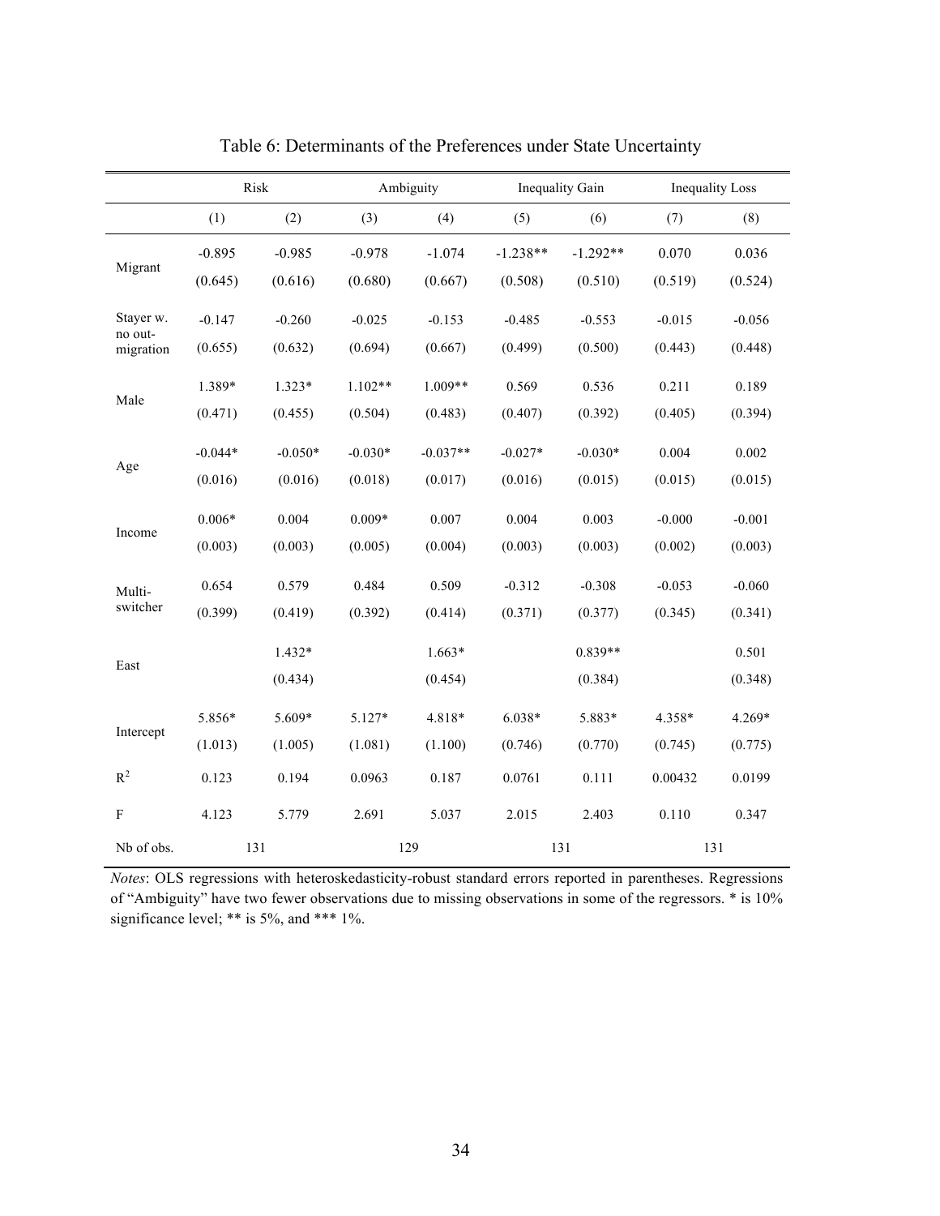Table 6: Determinants of the Preferences under State Uncertainty

| | Risk | | Ambiguity | | Inequality Gain | | Inequality Loss | |
|---|---|---|---|---|---|---|---|---|
| | (1) | (2) | (3) | (4) | (5) | (6) | (7) | (8) |
| Migrant | -0.895 | -0.985 | -0.978 | -1.074 | -1.238** | -1.292** | 0.070 | 0.036 |
| | (0.645) | (0.616) | (0.680) | (0.667) | (0.508) | (0.510) | (0.519) | (0.524) |
| Stayer w. no out-migration | -0.147 | -0.260 | -0.025 | -0.153 | -0.485 | -0.553 | -0.015 | -0.056 |
| | (0.655) | (0.632) | (0.694) | (0.667) | (0.499) | (0.500) | (0.443) | (0.448) |
| Male | 1.389* | 1.323* | 1.102** | 1.009** | 0.569 | 0.536 | 0.211 | 0.189 |
| | (0.471) | (0.455) | (0.504) | (0.483) | (0.407) | (0.392) | (0.405) | (0.394) |
| Age | -0.044* | -0.050* | -0.030* | -0.037** | -0.027* | -0.030* | 0.004 | 0.002 |
| | (0.016) | (0.016) | (0.018) | (0.017) | (0.016) | (0.015) | (0.015) | (0.015) |
| Income | 0.006* | 0.004 | 0.009* | 0.007 | 0.004 | 0.003 | -0.000 | -0.001 |
| | (0.003) | (0.003) | (0.005) | (0.004) | (0.003) | (0.003) | (0.002) | (0.003) |
| Multi-switcher | 0.654 | 0.579 | 0.484 | 0.509 | -0.312 | -0.308 | -0.053 | -0.060 |
| | (0.399) | (0.419) | (0.392) | (0.414) | (0.371) | (0.377) | (0.345) | (0.341) |
| East | | 1.432* | | 1.663* | | 0.839** | | 0.501 |
| | | (0.434) | | (0.454) | | (0.384) | | (0.348) |
| Intercept | 5.856* | 5.609* | 5.127* | 4.818* | 6.038* | 5.883* | 4.358* | 4.269* |
| | (1.013) | (1.005) | (1.081) | (1.100) | (0.746) | (0.770) | (0.745) | (0.775) |
| $R^2$ | 0.123 | 0.194 | 0.0963 | 0.187 | 0.0761 | 0.111 | 0.00432 | 0.0199 |
| F | 4.123 | 5.779 | 2.691 | 5.037 | 2.015 | 2.403 | 0.110 | 0.347 |
| Nb of obs. | 131 | | 129 | | 131 | | 131 | |

*Notes*: OLS regressions with heteroskedasticity-robust standard errors reported in parentheses. Regressions of "Ambiguity" have two fewer observations due to missing observations in some of the regressors. * is 10% significance level; ** is 5%, and *** 1%.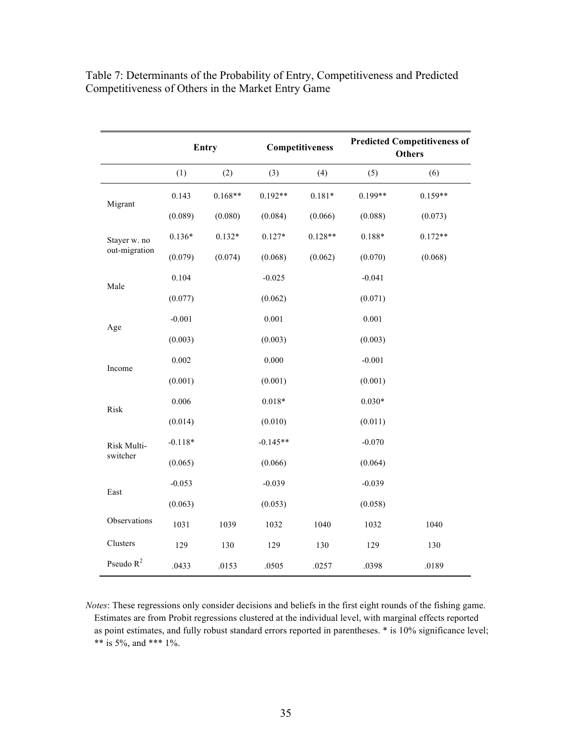Table 7: Determinants of the Probability of Entry, Competitiveness and Predicted Competitiveness of Others in the Market Entry Game

| | **Entry** | | **Competitiveness** | | **Predicted Competitiveness of Others** | |
|---|---|---|---|---|---|---|
| | (1) | (2) | (3) | (4) | (5) | (6) |
| Migrant | 0.143 | 0.168** | 0.192** | 0.181* | 0.199** | 0.159** |
| | (0.089) | (0.080) | (0.084) | (0.066) | (0.088) | (0.073) |
| Stayer w. no out-migration | 0.136* | 0.132* | 0.127* | 0.128** | 0.188* | 0.172** |
| | (0.079) | (0.074) | (0.068) | (0.062) | (0.070) | (0.068) |
| Male | 0.104 | | -0.025 | | -0.041 | |
| | (0.077) | | (0.062) | | (0.071) | |
| Age | -0.001 | | 0.001 | | 0.001 | |
| | (0.003) | | (0.003) | | (0.003) | |
| Income | 0.002 | | 0.000 | | -0.001 | |
| | (0.001) | | (0.001) | | (0.001) | |
| Risk | 0.006 | | 0.018* | | 0.030* | |
| | (0.014) | | (0.010) | | (0.011) | |
| Risk Multi-switcher | -0.118* | | -0.145** | | -0.070 | |
| | (0.065) | | (0.066) | | (0.064) | |
| East | -0.053 | | -0.039 | | -0.039 | |
| | (0.063) | | (0.053) | | (0.058) | |
| Observations | 1031 | 1039 | 1032 | 1040 | 1032 | 1040 |
| Clusters | 129 | 130 | 129 | 130 | 129 | 130 |
| Pseudo $R^2$ | .0433 | .0153 | .0505 | .0257 | .0398 | .0189 |

*Notes*: These regressions only consider decisions and beliefs in the first eight rounds of the fishing game. Estimates are from Probit regressions clustered at the individual level, with marginal effects reported as point estimates, and fully robust standard errors reported in parentheses. * is 10% significance level; ** is 5%, and *** 1%.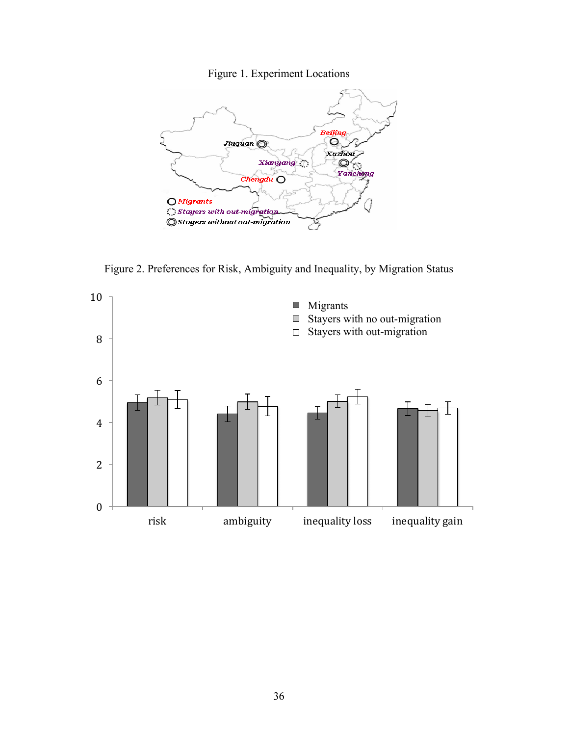Figure 1. Experiment Locations

Figure 2. Preferences for Risk, Ambiguity and Inequality, by Migration Status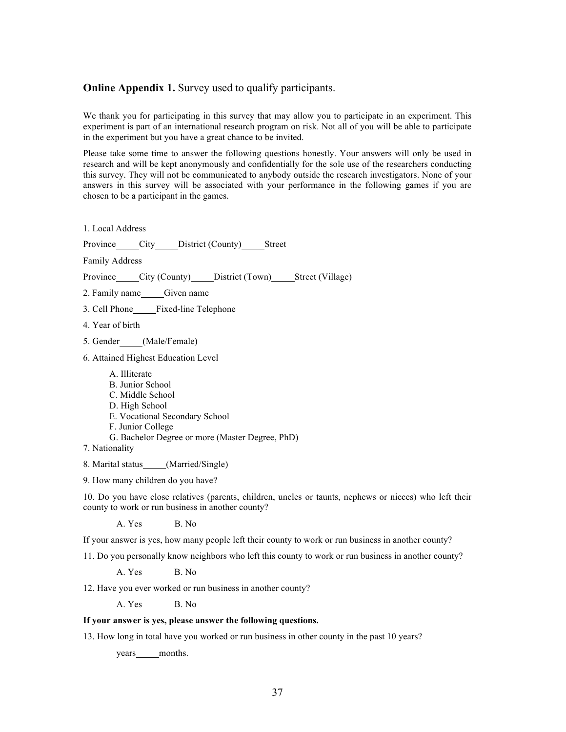**Online Appendix 1.** Survey used to qualify participants.

We thank you for participating in this survey that may allow you to participate in an experiment. This experiment is part of an international research program on risk. Not all of you will be able to participate in the experiment but you have a great chance to be invited.

Please take some time to answer the following questions honestly. Your answers will only be used in research and will be kept anonymously and confidentially for the sole use of the researchers conducting this survey. They will not be communicated to anybody outside the research investigators. None of your answers in this survey will be associated with your performance in the following games if you are chosen to be a participant in the games.

1. Local Address

Province_____City_____District (County)_____Street

Family Address

Province_____City (County)_____District (Town)_____Street (Village)

2. Family name_____Given name

3. Cell Phone_____Fixed-line Telephone

4. Year of birth

5. Gender_____(Male/Female)

6. Attained Highest Education Level

    A. Illiterate
    B. Junior School
    C. Middle School
    D. High School
    E. Vocational Secondary School
    F. Junior College
    G. Bachelor Degree or more (Master Degree, PhD)

7. Nationality

8. Marital status_____(Married/Single)

9. How many children do you have?

10. Do you have close relatives (parents, children, uncles or taunts, nephews or nieces) who left their county to work or run business in another county?

    A. Yes    B. No

If your answer is yes, how many people left their county to work or run business in another county?

11. Do you personally know neighbors who left this county to work or run business in another county?

    A. Yes    B. No

12. Have you ever worked or run business in another county?

    A. Yes    B. No

**If your answer is yes, please answer the following questions.**

13. How long in total have you worked or run business in other county in the past 10 years?

    years_____months.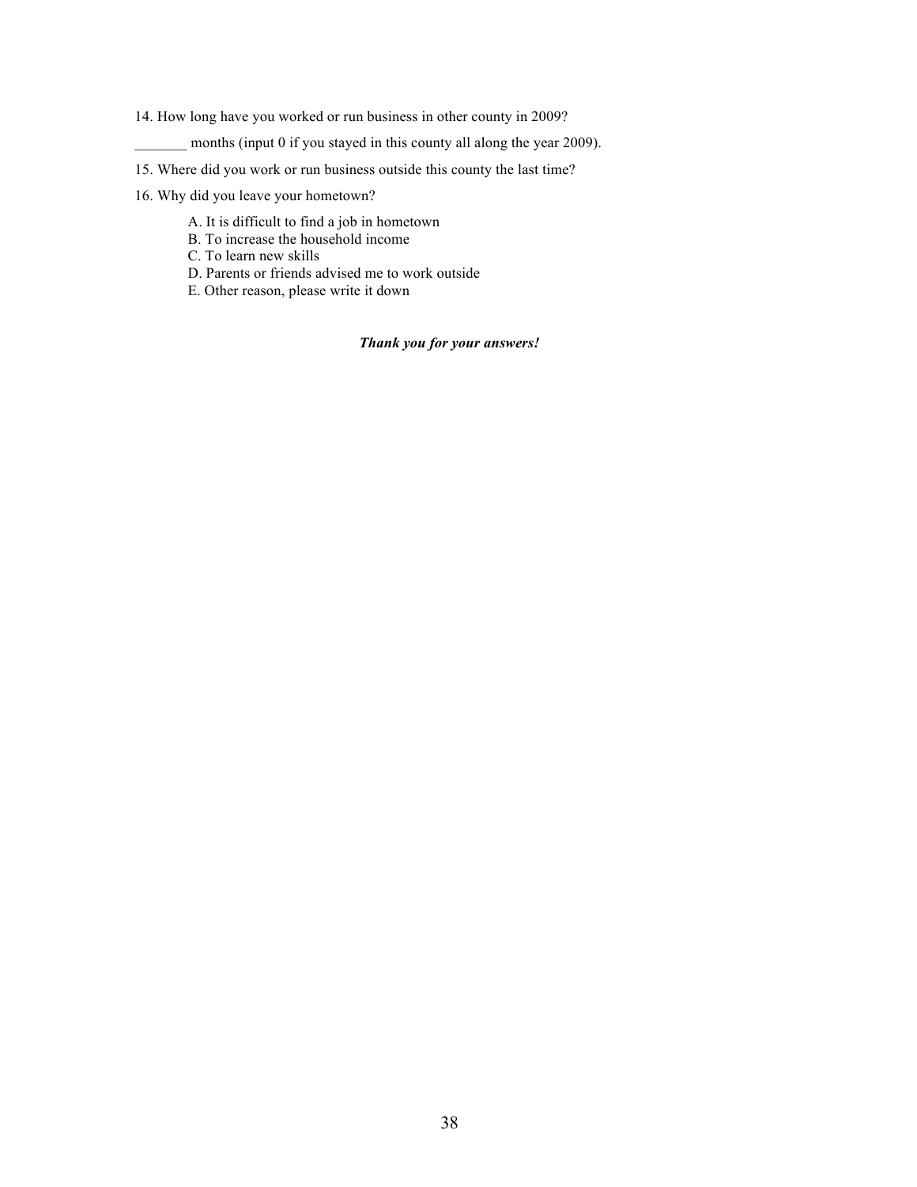14. How long have you worked or run business in other county in 2009?

_______ months (input 0 if you stayed in this county all along the year 2009).

15. Where did you work or run business outside this county the last time?

16. Why did you leave your hometown?

  A. It is difficult to find a job in hometown
  B. To increase the household income
  C. To learn new skills
  D. Parents or friends advised me to work outside
  E. Other reason, please write it down

***Thank you for your answers!***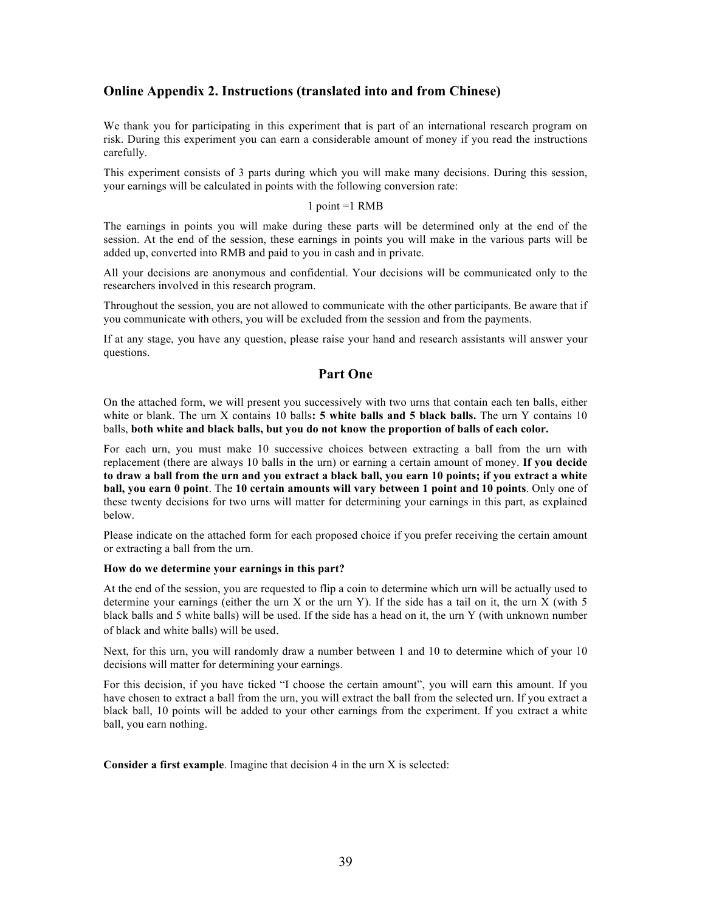## Online Appendix 2. Instructions (translated into and from Chinese)

We thank you for participating in this experiment that is part of an international research program on risk. During this experiment you can earn a considerable amount of money if you read the instructions carefully.

This experiment consists of 3 parts during which you will make many decisions. During this session, your earnings will be calculated in points with the following conversion rate:

1 point =1 RMB

The earnings in points you will make during these parts will be determined only at the end of the session. At the end of the session, these earnings in points you will make in the various parts will be added up, converted into RMB and paid to you in cash and in private.

All your decisions are anonymous and confidential. Your decisions will be communicated only to the researchers involved in this research program.

Throughout the session, you are not allowed to communicate with the other participants. Be aware that if you communicate with others, you will be excluded from the session and from the payments.

If at any stage, you have any question, please raise your hand and research assistants will answer your questions.

### Part One

On the attached form, we will present you successively with two urns that contain each ten balls, either white or blank. The urn X contains 10 balls**: 5 white balls and 5 black balls.** The urn Y contains 10 balls, **both white and black balls, but you do not know the proportion of balls of each color.**

For each urn, you must make 10 successive choices between extracting a ball from the urn with replacement (there are always 10 balls in the urn) or earning a certain amount of money. **If you decide to draw a ball from the urn and you extract a black ball, you earn 10 points; if you extract a white ball, you earn 0 point**. The **10 certain amounts will vary between 1 point and 10 points**. Only one of these twenty decisions for two urns will matter for determining your earnings in this part, as explained below.

Please indicate on the attached form for each proposed choice if you prefer receiving the certain amount or extracting a ball from the urn.

**How do we determine your earnings in this part?**

At the end of the session, you are requested to flip a coin to determine which urn will be actually used to determine your earnings (either the urn X or the urn Y). If the side has a tail on it, the urn X (with 5 black balls and 5 white balls) will be used. If the side has a head on it, the urn Y (with unknown number of black and white balls) will be used.

Next, for this urn, you will randomly draw a number between 1 and 10 to determine which of your 10 decisions will matter for determining your earnings.

For this decision, if you have ticked "I choose the certain amount", you will earn this amount. If you have chosen to extract a ball from the urn, you will extract the ball from the selected urn. If you extract a black ball, 10 points will be added to your other earnings from the experiment. If you extract a white ball, you earn nothing.

**Consider a first example**. Imagine that decision 4 in the urn X is selected: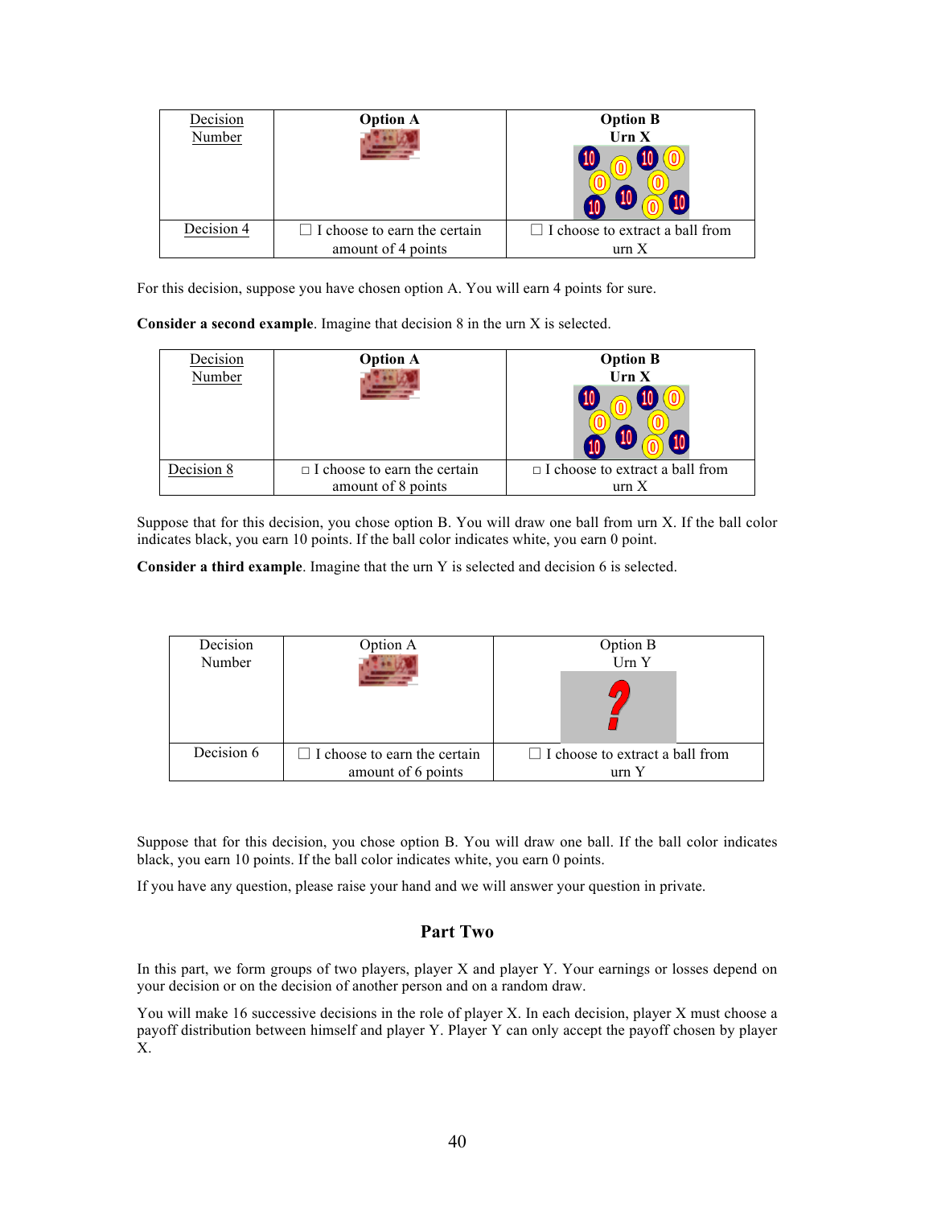| Decision Number | Option A | Option B<br>Urn X |
|---|---|---|
| Decision 4 | ☐ I choose to earn the certain amount of 4 points | ☐ I choose to extract a ball from urn X |

For this decision, suppose you have chosen option A. You will earn 4 points for sure.

**Consider a second example**. Imagine that decision 8 in the urn X is selected.

| Decision Number | Option A | Option B<br>Urn X |
|---|---|---|
| Decision 8 | □ I choose to earn the certain amount of 8 points | □ I choose to extract a ball from urn X |

Suppose that for this decision, you chose option B. You will draw one ball from urn X. If the ball color indicates black, you earn 10 points. If the ball color indicates white, you earn 0 point.

**Consider a third example**. Imagine that the urn Y is selected and decision 6 is selected.

| Decision Number | Option A | Option B<br>Urn Y |
|---|---|---|
| Decision 6 | ☐ I choose to earn the certain amount of 6 points | ☐ I choose to extract a ball from urn Y |

Suppose that for this decision, you chose option B. You will draw one ball. If the ball color indicates black, you earn 10 points. If the ball color indicates white, you earn 0 points.

If you have any question, please raise your hand and we will answer your question in private.

## Part Two

In this part, we form groups of two players, player X and player Y. Your earnings or losses depend on your decision or on the decision of another person and on a random draw.

You will make 16 successive decisions in the role of player X. In each decision, player X must choose a payoff distribution between himself and player Y. Player Y can only accept the payoff chosen by player X.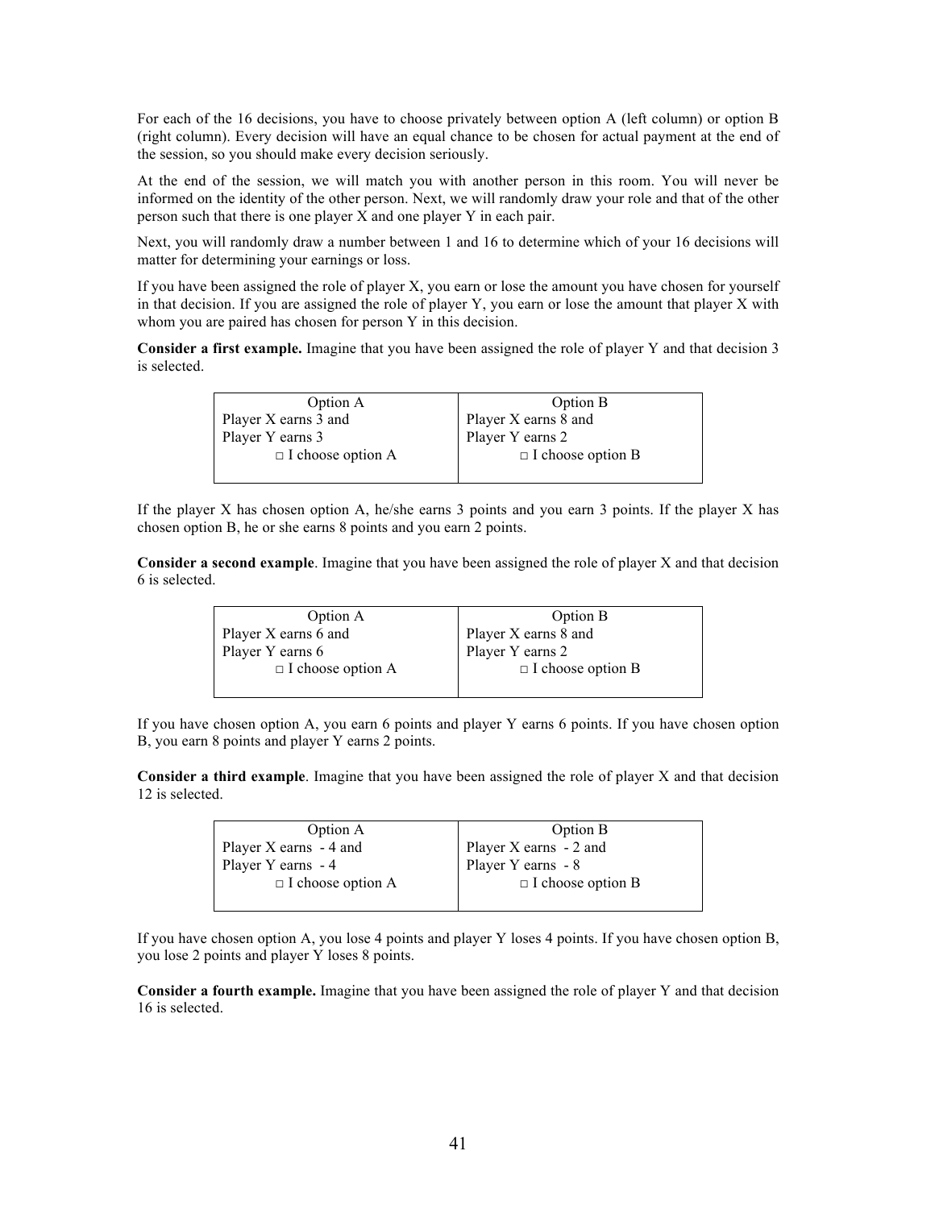For each of the 16 decisions, you have to choose privately between option A (left column) or option B (right column). Every decision will have an equal chance to be chosen for actual payment at the end of the session, so you should make every decision seriously.

At the end of the session, we will match you with another person in this room. You will never be informed on the identity of the other person. Next, we will randomly draw your role and that of the other person such that there is one player X and one player Y in each pair.

Next, you will randomly draw a number between 1 and 16 to determine which of your 16 decisions will matter for determining your earnings or loss.

If you have been assigned the role of player X, you earn or lose the amount you have chosen for yourself in that decision. If you are assigned the role of player Y, you earn or lose the amount that player X with whom you are paired has chosen for person Y in this decision.

**Consider a first example.** Imagine that you have been assigned the role of player Y and that decision 3 is selected.

| Option A | Option B |
|---|---|
| Player X earns 3 and<br>Player Y earns 3<br>□ I choose option A | Player X earns 8 and<br>Player Y earns 2<br>□ I choose option B |

If the player X has chosen option A, he/she earns 3 points and you earn 3 points. If the player X has chosen option B, he or she earns 8 points and you earn 2 points.

**Consider a second example**. Imagine that you have been assigned the role of player X and that decision 6 is selected.

| Option A | Option B |
|---|---|
| Player X earns 6 and<br>Player Y earns 6<br>□ I choose option A | Player X earns 8 and<br>Player Y earns 2<br>□ I choose option B |

If you have chosen option A, you earn 6 points and player Y earns 6 points. If you have chosen option B, you earn 8 points and player Y earns 2 points.

**Consider a third example**. Imagine that you have been assigned the role of player X and that decision 12 is selected.

| Option A | Option B |
|---|---|
| Player X earns - 4 and<br>Player Y earns - 4<br>□ I choose option A | Player X earns - 2 and<br>Player Y earns - 8<br>□ I choose option B |

If you have chosen option A, you lose 4 points and player Y loses 4 points. If you have chosen option B, you lose 2 points and player Y loses 8 points.

**Consider a fourth example.** Imagine that you have been assigned the role of player Y and that decision 16 is selected.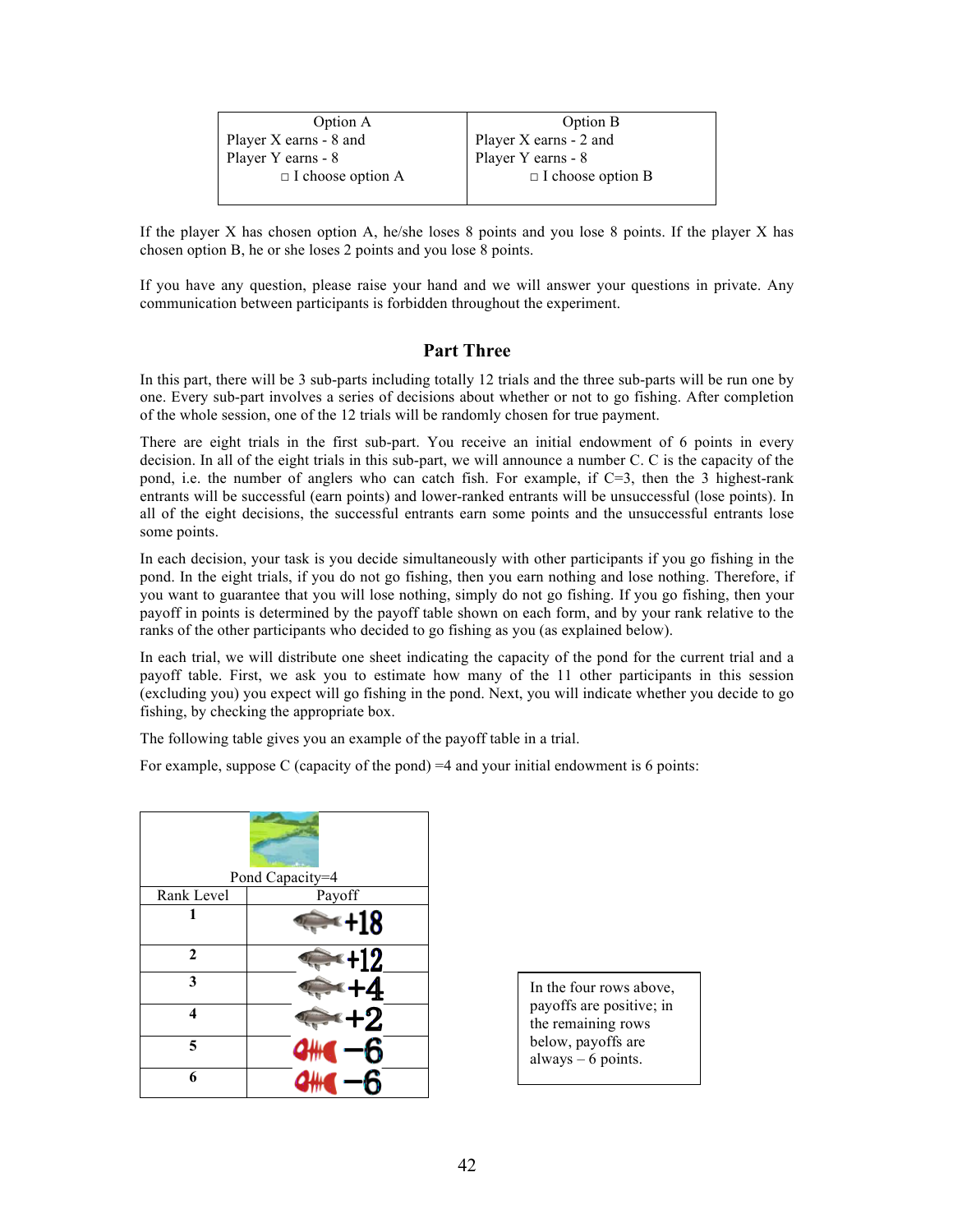| Option A | Option B |
|---|---|
| Player X earns - 8 and<br>Player Y earns - 8<br>□ I choose option A | Player X earns - 2 and<br>Player Y earns - 8<br>□ I choose option B |

If the player X has chosen option A, he/she loses 8 points and you lose 8 points. If the player X has chosen option B, he or she loses 2 points and you lose 8 points.

If you have any question, please raise your hand and we will answer your questions in private. Any communication between participants is forbidden throughout the experiment.

## Part Three

In this part, there will be 3 sub-parts including totally 12 trials and the three sub-parts will be run one by one. Every sub-part involves a series of decisions about whether or not to go fishing. After completion of the whole session, one of the 12 trials will be randomly chosen for true payment.

There are eight trials in the first sub-part. You receive an initial endowment of 6 points in every decision. In all of the eight trials in this sub-part, we will announce a number C. C is the capacity of the pond, i.e. the number of anglers who can catch fish. For example, if C=3, then the 3 highest-rank entrants will be successful (earn points) and lower-ranked entrants will be unsuccessful (lose points). In all of the eight decisions, the successful entrants earn some points and the unsuccessful entrants lose some points.

In each decision, your task is you decide simultaneously with other participants if you go fishing in the pond. In the eight trials, if you do not go fishing, then you earn nothing and lose nothing. Therefore, if you want to guarantee that you will lose nothing, simply do not go fishing. If you go fishing, then your payoff in points is determined by the payoff table shown on each form, and by your rank relative to the ranks of the other participants who decided to go fishing as you (as explained below).

In each trial, we will distribute one sheet indicating the capacity of the pond for the current trial and a payoff table. First, we ask you to estimate how many of the 11 other participants in this session (excluding you) you expect will go fishing in the pond. Next, you will indicate whether you decide to go fishing, by checking the appropriate box.

The following table gives you an example of the payoff table in a trial.

For example, suppose C (capacity of the pond) =4 and your initial endowment is 6 points:

| Pond Capacity=4 | |
|---|---|
| Rank Level | Payoff |
| 1 | +18 |
| 2 | +12 |
| 3 | +4 |
| 4 | +2 |
| 5 | −6 |
| 6 | −6 |

In the four rows above, payoffs are positive; in the remaining rows below, payoffs are always – 6 points.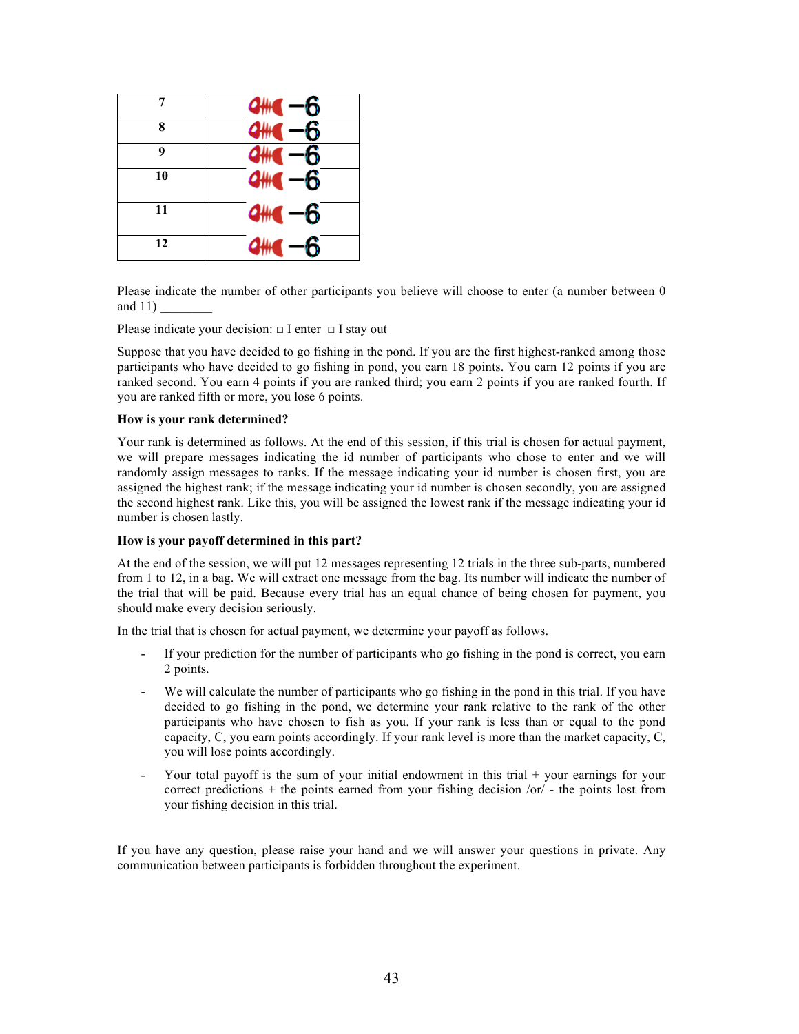| | |
|---|---|
| 7 | −6 |
| 8 | −6 |
| 9 | −6 |
| 10 | −6 |
| 11 | −6 |
| 12 | −6 |

Please indicate the number of other participants you believe will choose to enter (a number between 0 and 11) ________

Please indicate your decision: □ I enter □ I stay out

Suppose that you have decided to go fishing in the pond. If you are the first highest-ranked among those participants who have decided to go fishing in pond, you earn 18 points. You earn 12 points if you are ranked second. You earn 4 points if you are ranked third; you earn 2 points if you are ranked fourth. If you are ranked fifth or more, you lose 6 points.

**How is your rank determined?**

Your rank is determined as follows. At the end of this session, if this trial is chosen for actual payment, we will prepare messages indicating the id number of participants who chose to enter and we will randomly assign messages to ranks. If the message indicating your id number is chosen first, you are assigned the highest rank; if the message indicating your id number is chosen secondly, you are assigned the second highest rank. Like this, you will be assigned the lowest rank if the message indicating your id number is chosen lastly.

**How is your payoff determined in this part?**

At the end of the session, we will put 12 messages representing 12 trials in the three sub-parts, numbered from 1 to 12, in a bag. We will extract one message from the bag. Its number will indicate the number of the trial that will be paid. Because every trial has an equal chance of being chosen for payment, you should make every decision seriously.

In the trial that is chosen for actual payment, we determine your payoff as follows.

- If your prediction for the number of participants who go fishing in the pond is correct, you earn 2 points.
- We will calculate the number of participants who go fishing in the pond in this trial. If you have decided to go fishing in the pond, we determine your rank relative to the rank of the other participants who have chosen to fish as you. If your rank is less than or equal to the pond capacity, C, you earn points accordingly. If your rank level is more than the market capacity, C, you will lose points accordingly.
- Your total payoff is the sum of your initial endowment in this trial + your earnings for your correct predictions + the points earned from your fishing decision /or/ - the points lost from your fishing decision in this trial.

If you have any question, please raise your hand and we will answer your questions in private. Any communication between participants is forbidden throughout the experiment.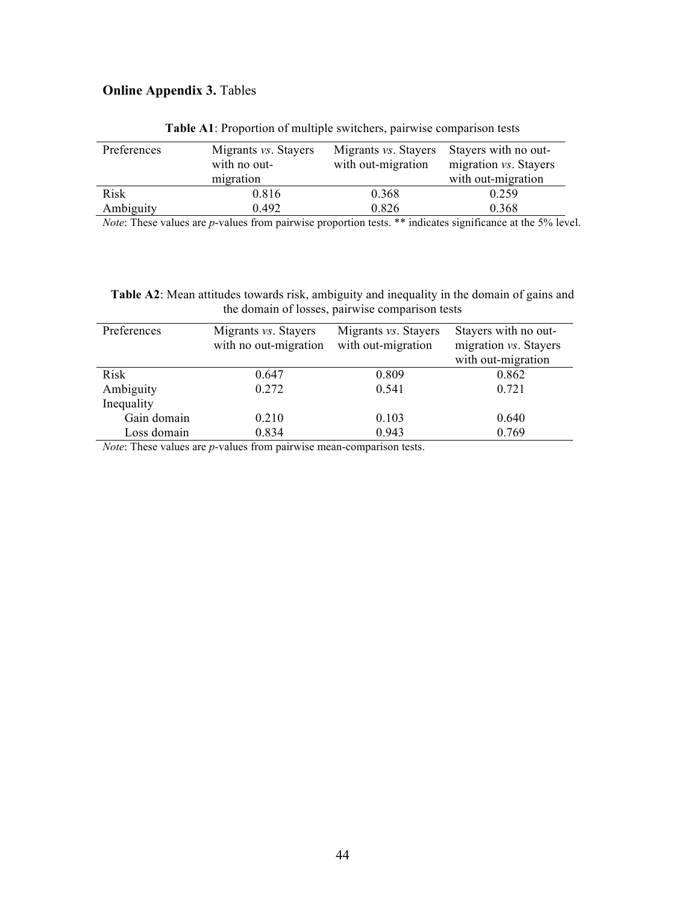**Online Appendix 3.** Tables

**Table A1**: Proportion of multiple switchers, pairwise comparison tests

| Preferences | Migrants *vs*. Stayers with no out-migration | Migrants *vs*. Stayers with out-migration | Stayers with no out-migration *vs*. Stayers with out-migration |
|---|---|---|---|
| Risk | 0.816 | 0.368 | 0.259 |
| Ambiguity | 0.492 | 0.826 | 0.368 |

*Note*: These values are *p*-values from pairwise proportion tests. ** indicates significance at the 5% level.

**Table A2**: Mean attitudes towards risk, ambiguity and inequality in the domain of gains and the domain of losses, pairwise comparison tests

| Preferences | Migrants *vs*. Stayers with no out-migration | Migrants *vs*. Stayers with out-migration | Stayers with no out-migration *vs*. Stayers with out-migration |
|---|---|---|---|
| Risk | 0.647 | 0.809 | 0.862 |
| Ambiguity | 0.272 | 0.541 | 0.721 |
| Inequality | | | |
| Gain domain | 0.210 | 0.103 | 0.640 |
| Loss domain | 0.834 | 0.943 | 0.769 |

*Note*: These values are *p*-values from pairwise mean-comparison tests.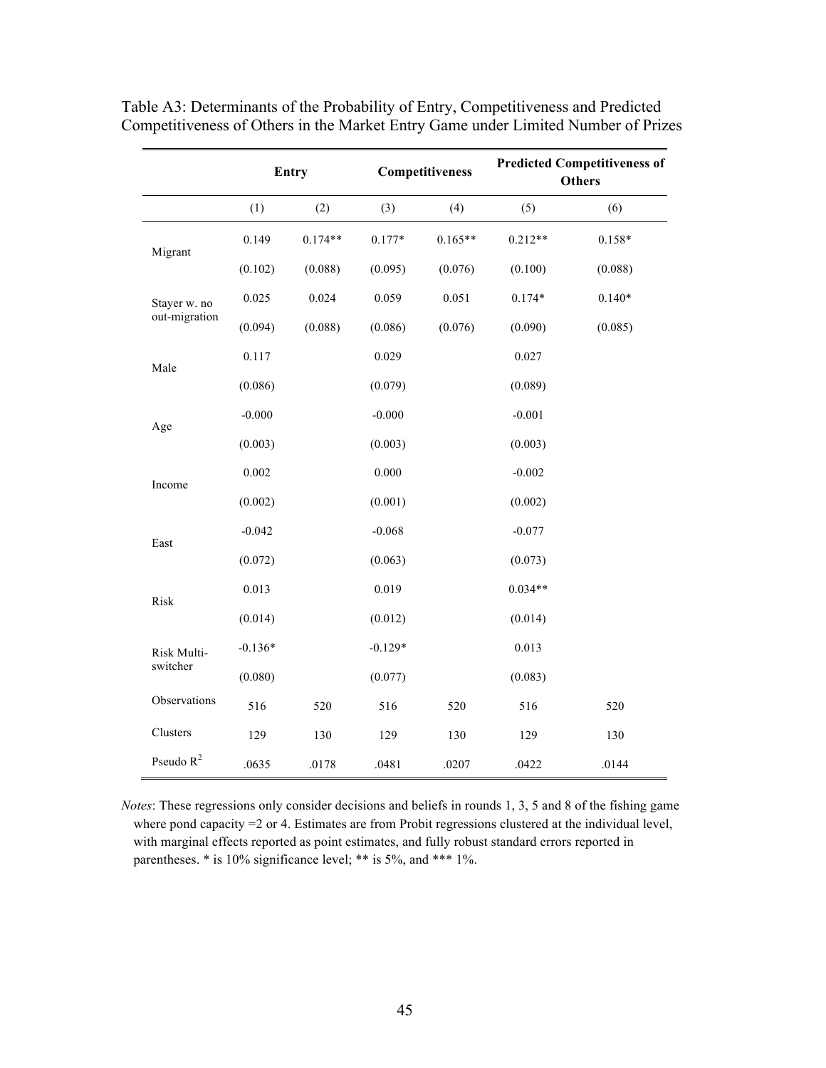Table A3: Determinants of the Probability of Entry, Competitiveness and Predicted Competitiveness of Others in the Market Entry Game under Limited Number of Prizes

| | **Entry** | | **Competitiveness** | | **Predicted Competitiveness of Others** | |
|---|---|---|---|---|---|---|
| | (1) | (2) | (3) | (4) | (5) | (6) |
| Migrant | 0.149 | 0.174** | 0.177* | 0.165** | 0.212** | 0.158* |
| | (0.102) | (0.088) | (0.095) | (0.076) | (0.100) | (0.088) |
| Stayer w. no out-migration | 0.025 | 0.024 | 0.059 | 0.051 | 0.174* | 0.140* |
| | (0.094) | (0.088) | (0.086) | (0.076) | (0.090) | (0.085) |
| Male | 0.117 | | 0.029 | | 0.027 | |
| | (0.086) | | (0.079) | | (0.089) | |
| Age | -0.000 | | -0.000 | | -0.001 | |
| | (0.003) | | (0.003) | | (0.003) | |
| Income | 0.002 | | 0.000 | | -0.002 | |
| | (0.002) | | (0.001) | | (0.002) | |
| East | -0.042 | | -0.068 | | -0.077 | |
| | (0.072) | | (0.063) | | (0.073) | |
| Risk | 0.013 | | 0.019 | | 0.034** | |
| | (0.014) | | (0.012) | | (0.014) | |
| Risk Multi-switcher | -0.136* | | -0.129* | | 0.013 | |
| | (0.080) | | (0.077) | | (0.083) | |
| Observations | 516 | 520 | 516 | 520 | 516 | 520 |
| Clusters | 129 | 130 | 129 | 130 | 129 | 130 |
| Pseudo $R^2$ | .0635 | .0178 | .0481 | .0207 | .0422 | .0144 |

*Notes*: These regressions only consider decisions and beliefs in rounds 1, 3, 5 and 8 of the fishing game where pond capacity =2 or 4. Estimates are from Probit regressions clustered at the individual level, with marginal effects reported as point estimates, and fully robust standard errors reported in parentheses. * is 10% significance level; ** is 5%, and *** 1%.